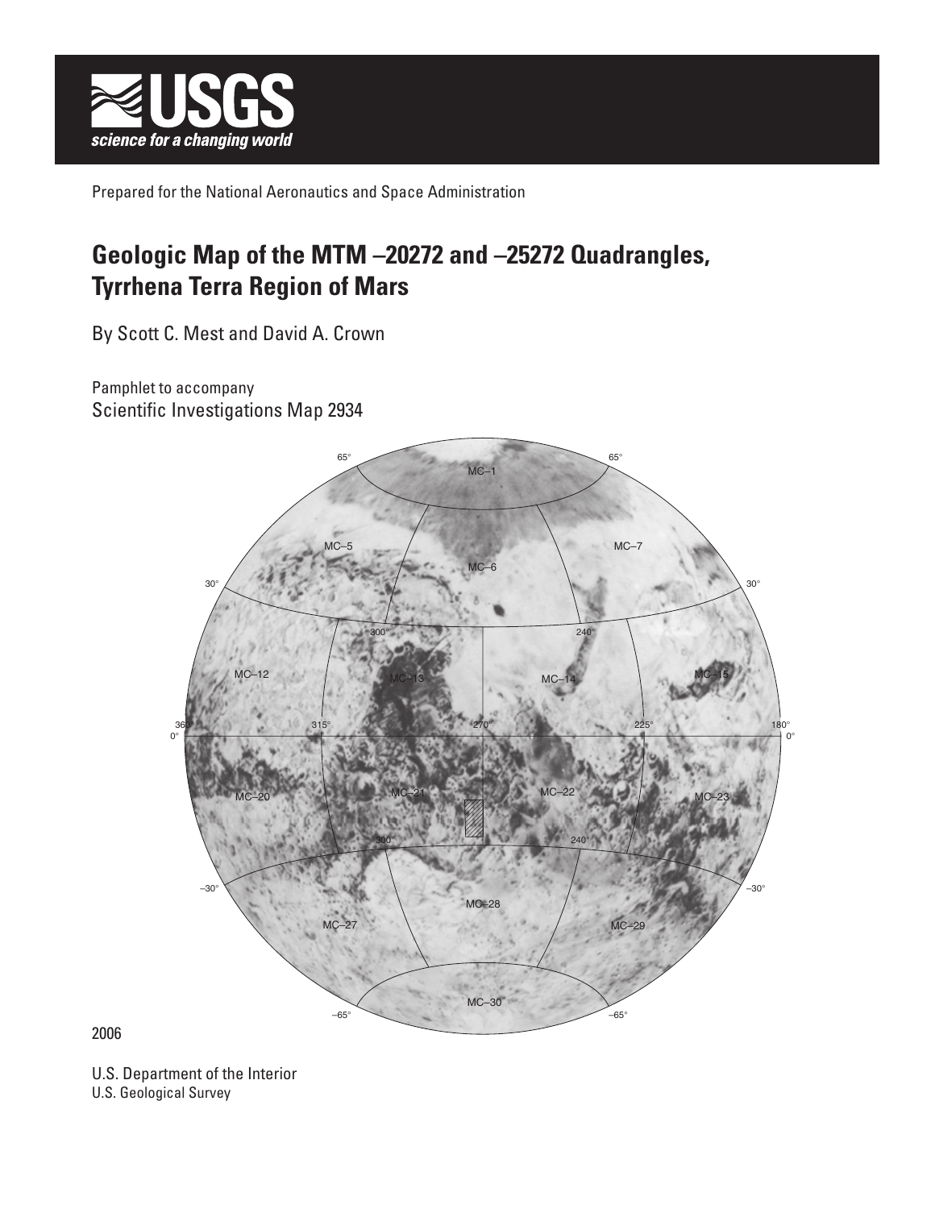**USGS**
*science for a changing world*

Prepared for the National Aeronautics and Space Administration

# Geologic Map of the MTM –20272 and –25272 Quadrangles, Tyrrhena Terra Region of Mars

By Scott C. Mest and David A. Crown

Pamphlet to accompany
Scientific Investigations Map 2934

2006

U.S. Department of the Interior
U.S. Geological Survey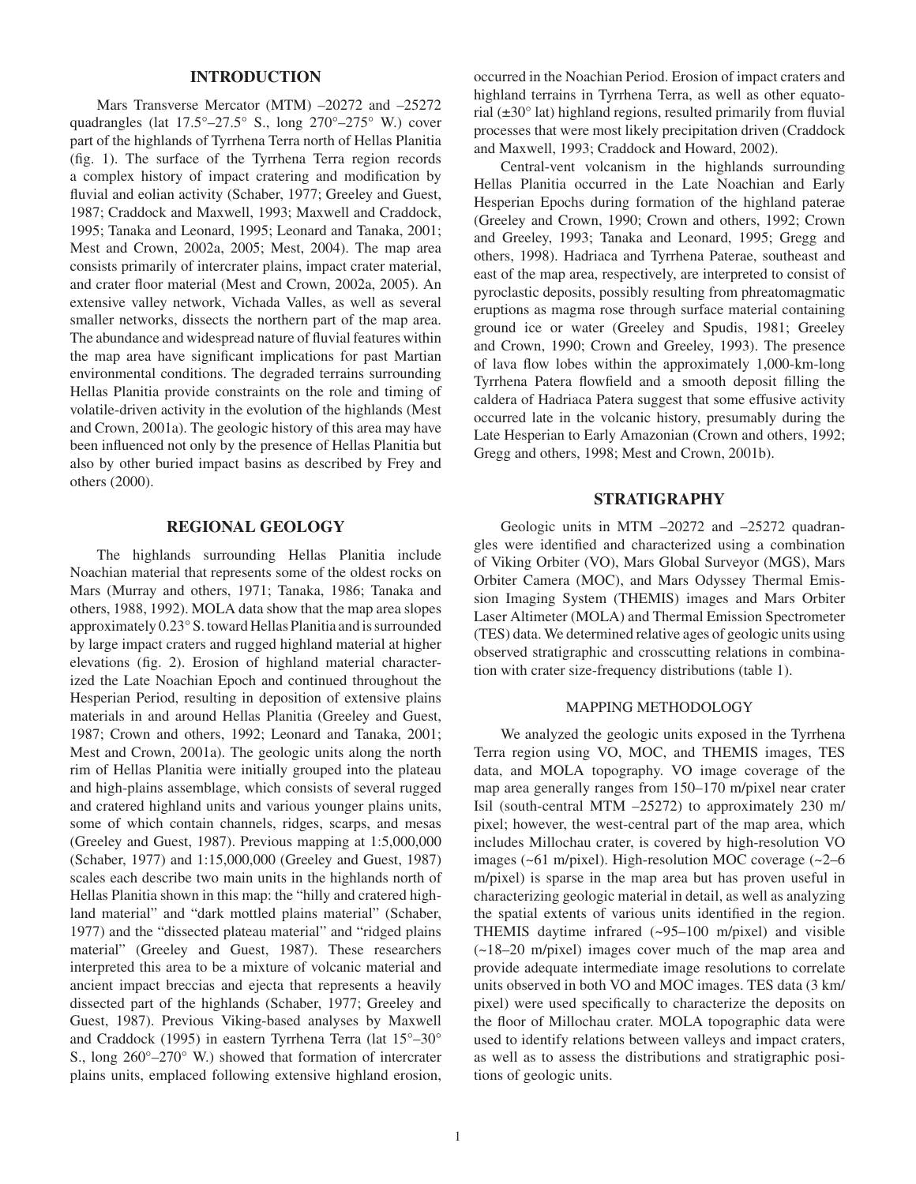## INTRODUCTION

Mars Transverse Mercator (MTM) –20272 and –25272 quadrangles (lat 17.5°–27.5° S., long 270°–275° W.) cover part of the highlands of Tyrrhena Terra north of Hellas Planitia (fig. 1). The surface of the Tyrrhena Terra region records a complex history of impact cratering and modification by fluvial and eolian activity (Schaber, 1977; Greeley and Guest, 1987; Craddock and Maxwell, 1993; Maxwell and Craddock, 1995; Tanaka and Leonard, 1995; Leonard and Tanaka, 2001; Mest and Crown, 2002a, 2005; Mest, 2004). The map area consists primarily of intercrater plains, impact crater material, and crater floor material (Mest and Crown, 2002a, 2005). An extensive valley network, Vichada Valles, as well as several smaller networks, dissects the northern part of the map area. The abundance and widespread nature of fluvial features within the map area have significant implications for past Martian environmental conditions. The degraded terrains surrounding Hellas Planitia provide constraints on the role and timing of volatile-driven activity in the evolution of the highlands (Mest and Crown, 2001a). The geologic history of this area may have been influenced not only by the presence of Hellas Planitia but also by other buried impact basins as described by Frey and others (2000).

## REGIONAL GEOLOGY

The highlands surrounding Hellas Planitia include Noachian material that represents some of the oldest rocks on Mars (Murray and others, 1971; Tanaka, 1986; Tanaka and others, 1988, 1992). MOLA data show that the map area slopes approximately 0.23° S. toward Hellas Planitia and is surrounded by large impact craters and rugged highland material at higher elevations (fig. 2). Erosion of highland material characterized the Late Noachian Epoch and continued throughout the Hesperian Period, resulting in deposition of extensive plains materials in and around Hellas Planitia (Greeley and Guest, 1987; Crown and others, 1992; Leonard and Tanaka, 2001; Mest and Crown, 2001a). The geologic units along the north rim of Hellas Planitia were initially grouped into the plateau and high-plains assemblage, which consists of several rugged and cratered highland units and various younger plains units, some of which contain channels, ridges, scarps, and mesas (Greeley and Guest, 1987). Previous mapping at 1:5,000,000 (Schaber, 1977) and 1:15,000,000 (Greeley and Guest, 1987) scales each describe two main units in the highlands north of Hellas Planitia shown in this map: the "hilly and cratered highland material" and "dark mottled plains material" (Schaber, 1977) and the "dissected plateau material" and "ridged plains material" (Greeley and Guest, 1987). These researchers interpreted this area to be a mixture of volcanic material and ancient impact breccias and ejecta that represents a heavily dissected part of the highlands (Schaber, 1977; Greeley and Guest, 1987). Previous Viking-based analyses by Maxwell and Craddock (1995) in eastern Tyrrhena Terra (lat 15°–30° S., long 260°–270° W.) showed that formation of intercrater plains units, emplaced following extensive highland erosion, occurred in the Noachian Period. Erosion of impact craters and highland terrains in Tyrrhena Terra, as well as other equatorial (±30° lat) highland regions, resulted primarily from fluvial processes that were most likely precipitation driven (Craddock and Maxwell, 1993; Craddock and Howard, 2002).

Central-vent volcanism in the highlands surrounding Hellas Planitia occurred in the Late Noachian and Early Hesperian Epochs during formation of the highland paterae (Greeley and Crown, 1990; Crown and others, 1992; Crown and Greeley, 1993; Tanaka and Leonard, 1995; Gregg and others, 1998). Hadriaca and Tyrrhena Paterae, southeast and east of the map area, respectively, are interpreted to consist of pyroclastic deposits, possibly resulting from phreatomagmatic eruptions as magma rose through surface material containing ground ice or water (Greeley and Spudis, 1981; Greeley and Crown, 1990; Crown and Greeley, 1993). The presence of lava flow lobes within the approximately 1,000-km-long Tyrrhena Patera flowfield and a smooth deposit filling the caldera of Hadriaca Patera suggest that some effusive activity occurred late in the volcanic history, presumably during the Late Hesperian to Early Amazonian (Crown and others, 1992; Gregg and others, 1998; Mest and Crown, 2001b).

## STRATIGRAPHY

Geologic units in MTM –20272 and –25272 quadrangles were identified and characterized using a combination of Viking Orbiter (VO), Mars Global Surveyor (MGS), Mars Orbiter Camera (MOC), and Mars Odyssey Thermal Emission Imaging System (THEMIS) images and Mars Orbiter Laser Altimeter (MOLA) and Thermal Emission Spectrometer (TES) data. We determined relative ages of geologic units using observed stratigraphic and crosscutting relations in combination with crater size-frequency distributions (table 1).

### MAPPING METHODOLOGY

We analyzed the geologic units exposed in the Tyrrhena Terra region using VO, MOC, and THEMIS images, TES data, and MOLA topography. VO image coverage of the map area generally ranges from 150–170 m/pixel near crater Isil (south-central MTM –25272) to approximately 230 m/pixel; however, the west-central part of the map area, which includes Millochau crater, is covered by high-resolution VO images (~61 m/pixel). High-resolution MOC coverage (~2–6 m/pixel) is sparse in the map area but has proven useful in characterizing geologic material in detail, as well as analyzing the spatial extents of various units identified in the region. THEMIS daytime infrared (~95–100 m/pixel) and visible (~18–20 m/pixel) images cover much of the map area and provide adequate intermediate image resolutions to correlate units observed in both VO and MOC images. TES data (3 km/pixel) were used specifically to characterize the deposits on the floor of Millochau crater. MOLA topographic data were used to identify relations between valleys and impact craters, as well as to assess the distributions and stratigraphic positions of geologic units.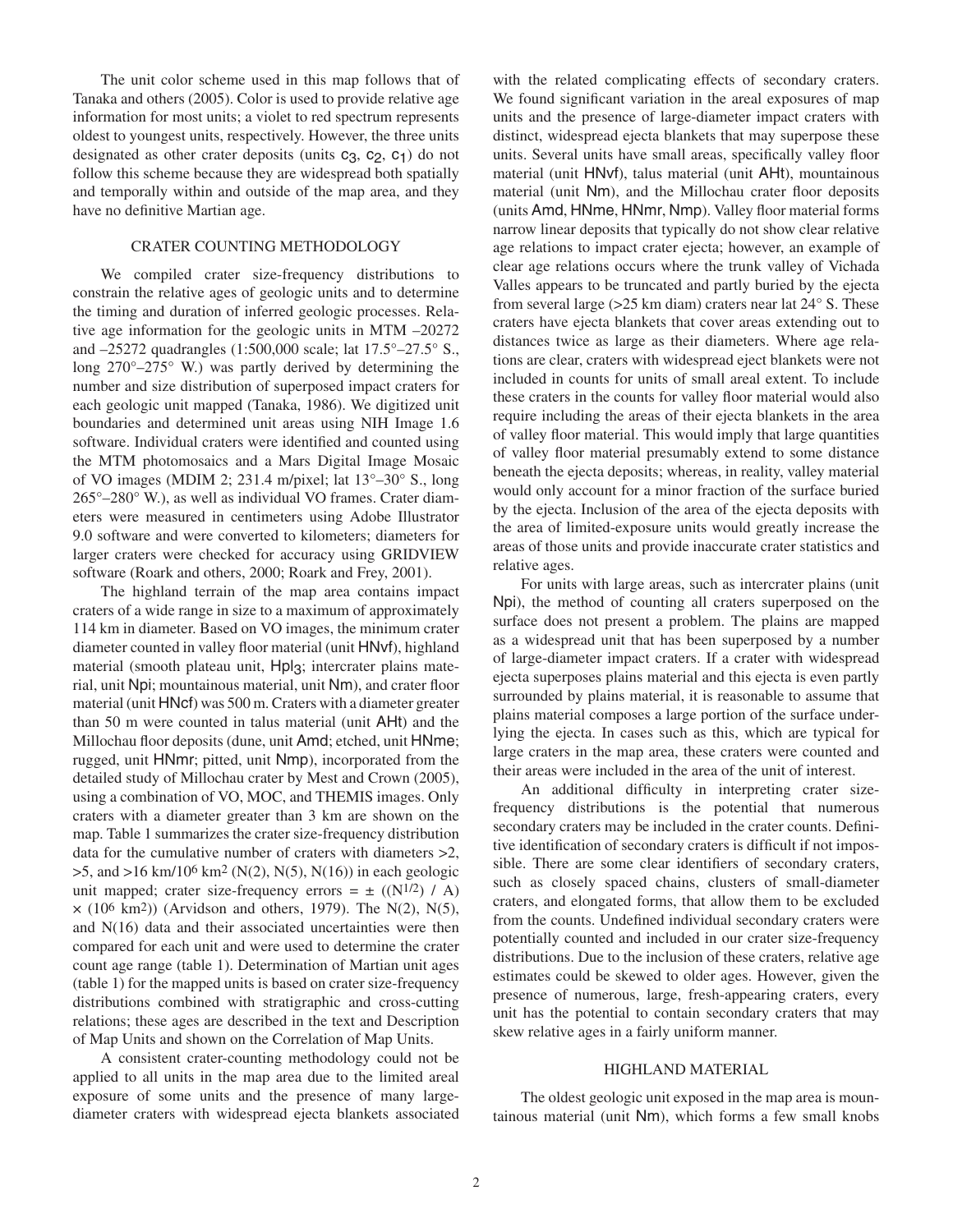The unit color scheme used in this map follows that of Tanaka and others (2005). Color is used to provide relative age information for most units; a violet to red spectrum represents oldest to youngest units, respectively. However, the three units designated as other crater deposits (units $c_3$, $c_2$, $c_1$) do not follow this scheme because they are widespread both spatially and temporally within and outside of the map area, and they have no definitive Martian age.

## CRATER COUNTING METHODOLOGY

We compiled crater size-frequency distributions to constrain the relative ages of geologic units and to determine the timing and duration of inferred geologic processes. Relative age information for the geologic units in MTM –20272 and –25272 quadrangles (1:500,000 scale; lat 17.5°–27.5° S., long 270°–275° W.) was partly derived by determining the number and size distribution of superposed impact craters for each geologic unit mapped (Tanaka, 1986). We digitized unit boundaries and determined unit areas using NIH Image 1.6 software. Individual craters were identified and counted using the MTM photomosaics and a Mars Digital Image Mosaic of VO images (MDIM 2; 231.4 m/pixel; lat 13°–30° S., long 265°–280° W.), as well as individual VO frames. Crater diameters were measured in centimeters using Adobe Illustrator 9.0 software and were converted to kilometers; diameters for larger craters were checked for accuracy using GRIDVIEW software (Roark and others, 2000; Roark and Frey, 2001).

The highland terrain of the map area contains impact craters of a wide range in size to a maximum of approximately 114 km in diameter. Based on VO images, the minimum crater diameter counted in valley floor material (unit HNvf), highland material (smooth plateau unit, $Hpl_3$; intercrater plains material, unit Npi; mountainous material, unit Nm), and crater floor material (unit HNcf) was 500 m. Craters with a diameter greater than 50 m were counted in talus material (unit AHt) and the Millochau floor deposits (dune, unit Amd; etched, unit HNme; rugged, unit HNmr; pitted, unit Nmp), incorporated from the detailed study of Millochau crater by Mest and Crown (2005), using a combination of VO, MOC, and THEMIS images. Only craters with a diameter greater than 3 km are shown on the map. Table 1 summarizes the crater size-frequency distribution data for the cumulative number of craters with diameters >2, >5, and >16 km/$10^6$ km$^2$ (N(2), N(5), N(16)) in each geologic unit mapped; crater size-frequency errors = $\pm$ (($N^{1/2}$) / A) $\times$ ($10^6$ km$^2$)) (Arvidson and others, 1979). The N(2), N(5), and N(16) data and their associated uncertainties were then compared for each unit and were used to determine the crater count age range (table 1). Determination of Martian unit ages (table 1) for the mapped units is based on crater size-frequency distributions combined with stratigraphic and cross-cutting relations; these ages are described in the text and Description of Map Units and shown on the Correlation of Map Units.

A consistent crater-counting methodology could not be applied to all units in the map area due to the limited areal exposure of some units and the presence of many large-diameter craters with widespread ejecta blankets associated with the related complicating effects of secondary craters. We found significant variation in the areal exposures of map units and the presence of large-diameter impact craters with distinct, widespread ejecta blankets that may superpose these units. Several units have small areas, specifically valley floor material (unit HNvf), talus material (unit AHt), mountainous material (unit Nm), and the Millochau crater floor deposits (units Amd, HNme, HNmr, Nmp). Valley floor material forms narrow linear deposits that typically do not show clear relative age relations to impact crater ejecta; however, an example of clear age relations occurs where the trunk valley of Vichada Valles appears to be truncated and partly buried by the ejecta from several large (>25 km diam) craters near lat 24° S. These craters have ejecta blankets that cover areas extending out to distances twice as large as their diameters. Where age relations are clear, craters with widespread eject blankets were not included in counts for units of small areal extent. To include these craters in the counts for valley floor material would also require including the areas of their ejecta blankets in the area of valley floor material. This would imply that large quantities of valley floor material presumably extend to some distance beneath the ejecta deposits; whereas, in reality, valley material would only account for a minor fraction of the surface buried by the ejecta. Inclusion of the area of the ejecta deposits with the area of limited-exposure units would greatly increase the areas of those units and provide inaccurate crater statistics and relative ages.

For units with large areas, such as intercrater plains (unit Npi), the method of counting all craters superposed on the surface does not present a problem. The plains are mapped as a widespread unit that has been superposed by a number of large-diameter impact craters. If a crater with widespread ejecta superposes plains material and this ejecta is even partly surrounded by plains material, it is reasonable to assume that plains material composes a large portion of the surface underlying the ejecta. In cases such as this, which are typical for large craters in the map area, these craters were counted and their areas were included in the area of the unit of interest.

An additional difficulty in interpreting crater size-frequency distributions is the potential that numerous secondary craters may be included in the crater counts. Definitive identification of secondary craters is difficult if not impossible. There are some clear identifiers of secondary craters, such as closely spaced chains, clusters of small-diameter craters, and elongated forms, that allow them to be excluded from the counts. Undefined individual secondary craters were potentially counted and included in our crater size-frequency distributions. Due to the inclusion of these craters, relative age estimates could be skewed to older ages. However, given the presence of numerous, large, fresh-appearing craters, every unit has the potential to contain secondary craters that may skew relative ages in a fairly uniform manner.

## HIGHLAND MATERIAL

The oldest geologic unit exposed in the map area is mountainous material (unit Nm), which forms a few small knobs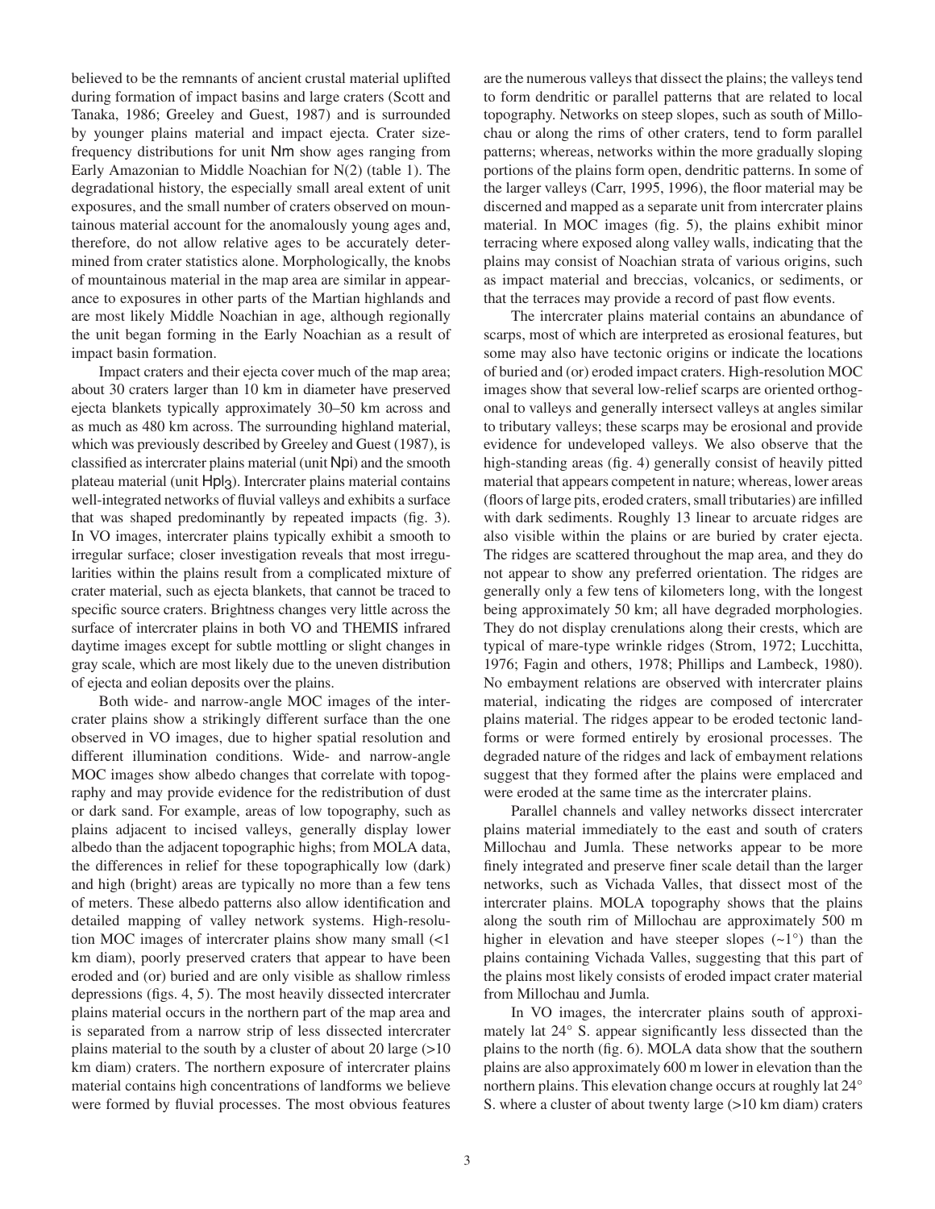believed to be the remnants of ancient crustal material uplifted during formation of impact basins and large craters (Scott and Tanaka, 1986; Greeley and Guest, 1987) and is surrounded by younger plains material and impact ejecta. Crater size-frequency distributions for unit Nm show ages ranging from Early Amazonian to Middle Noachian for N(2) (table 1). The degradational history, the especially small areal extent of unit exposures, and the small number of craters observed on mountainous material account for the anomalously young ages and, therefore, do not allow relative ages to be accurately determined from crater statistics alone. Morphologically, the knobs of mountainous material in the map area are similar in appearance to exposures in other parts of the Martian highlands and are most likely Middle Noachian in age, although regionally the unit began forming in the Early Noachian as a result of impact basin formation.

Impact craters and their ejecta cover much of the map area; about 30 craters larger than 10 km in diameter have preserved ejecta blankets typically approximately 30–50 km across and as much as 480 km across. The surrounding highland material, which was previously described by Greeley and Guest (1987), is classified as intercrater plains material (unit Npi) and the smooth plateau material (unit $Hpl_3$). Intercrater plains material contains well-integrated networks of fluvial valleys and exhibits a surface that was shaped predominantly by repeated impacts (fig. 3). In VO images, intercrater plains typically exhibit a smooth to irregular surface; closer investigation reveals that most irregularities within the plains result from a complicated mixture of crater material, such as ejecta blankets, that cannot be traced to specific source craters. Brightness changes very little across the surface of intercrater plains in both VO and THEMIS infrared daytime images except for subtle mottling or slight changes in gray scale, which are most likely due to the uneven distribution of ejecta and eolian deposits over the plains.

Both wide- and narrow-angle MOC images of the intercrater plains show a strikingly different surface than the one observed in VO images, due to higher spatial resolution and different illumination conditions. Wide- and narrow-angle MOC images show albedo changes that correlate with topography and may provide evidence for the redistribution of dust or dark sand. For example, areas of low topography, such as plains adjacent to incised valleys, generally display lower albedo than the adjacent topographic highs; from MOLA data, the differences in relief for these topographically low (dark) and high (bright) areas are typically no more than a few tens of meters. These albedo patterns also allow identification and detailed mapping of valley network systems. High-resolution MOC images of intercrater plains show many small (<1 km diam), poorly preserved craters that appear to have been eroded and (or) buried and are only visible as shallow rimless depressions (figs. 4, 5). The most heavily dissected intercrater plains material occurs in the northern part of the map area and is separated from a narrow strip of less dissected intercrater plains material to the south by a cluster of about 20 large (>10 km diam) craters. The northern exposure of intercrater plains material contains high concentrations of landforms we believe were formed by fluvial processes. The most obvious features are the numerous valleys that dissect the plains; the valleys tend to form dendritic or parallel patterns that are related to local topography. Networks on steep slopes, such as south of Millochau or along the rims of other craters, tend to form parallel patterns; whereas, networks within the more gradually sloping portions of the plains form open, dendritic patterns. In some of the larger valleys (Carr, 1995, 1996), the floor material may be discerned and mapped as a separate unit from intercrater plains material. In MOC images (fig. 5), the plains exhibit minor terracing where exposed along valley walls, indicating that the plains may consist of Noachian strata of various origins, such as impact material and breccias, volcanics, or sediments, or that the terraces may provide a record of past flow events.

The intercrater plains material contains an abundance of scarps, most of which are interpreted as erosional features, but some may also have tectonic origins or indicate the locations of buried and (or) eroded impact craters. High-resolution MOC images show that several low-relief scarps are oriented orthogonal to valleys and generally intersect valleys at angles similar to tributary valleys; these scarps may be erosional and provide evidence for undeveloped valleys. We also observe that the high-standing areas (fig. 4) generally consist of heavily pitted material that appears competent in nature; whereas, lower areas (floors of large pits, eroded craters, small tributaries) are infilled with dark sediments. Roughly 13 linear to arcuate ridges are also visible within the plains or are buried by crater ejecta. The ridges are scattered throughout the map area, and they do not appear to show any preferred orientation. The ridges are generally only a few tens of kilometers long, with the longest being approximately 50 km; all have degraded morphologies. They do not display crenulations along their crests, which are typical of mare-type wrinkle ridges (Strom, 1972; Lucchitta, 1976; Fagin and others, 1978; Phillips and Lambeck, 1980). No embayment relations are observed with intercrater plains material, indicating the ridges are composed of intercrater plains material. The ridges appear to be eroded tectonic landforms or were formed entirely by erosional processes. The degraded nature of the ridges and lack of embayment relations suggest that they formed after the plains were emplaced and were eroded at the same time as the intercrater plains.

Parallel channels and valley networks dissect intercrater plains material immediately to the east and south of craters Millochau and Jumla. These networks appear to be more finely integrated and preserve finer scale detail than the larger networks, such as Vichada Valles, that dissect most of the intercrater plains. MOLA topography shows that the plains along the south rim of Millochau are approximately 500 m higher in elevation and have steeper slopes (~1°) than the plains containing Vichada Valles, suggesting that this part of the plains most likely consists of eroded impact crater material from Millochau and Jumla.

In VO images, the intercrater plains south of approximately lat 24° S. appear significantly less dissected than the plains to the north (fig. 6). MOLA data show that the southern plains are also approximately 600 m lower in elevation than the northern plains. This elevation change occurs at roughly lat 24° S. where a cluster of about twenty large (>10 km diam) craters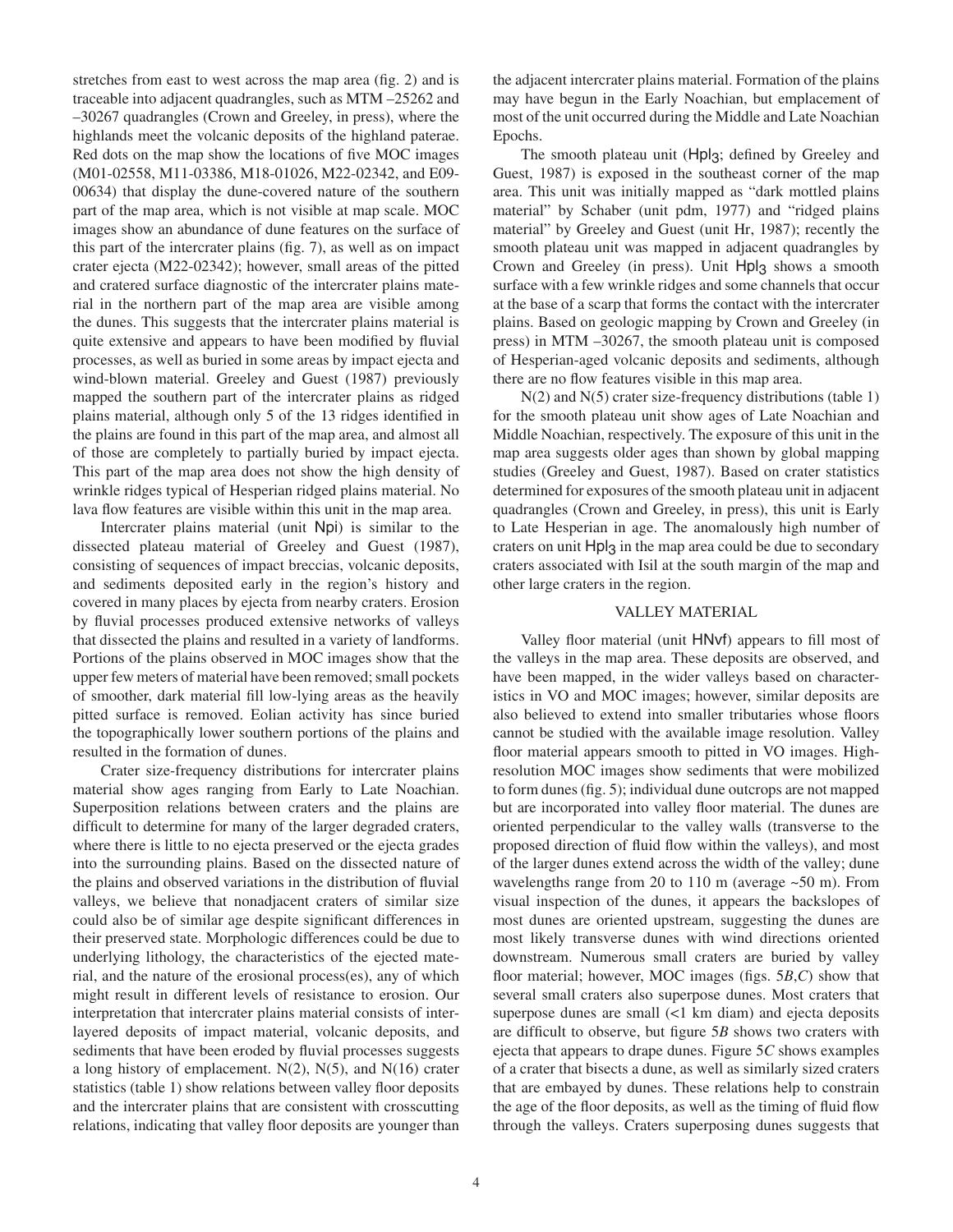stretches from east to west across the map area (fig. 2) and is traceable into adjacent quadrangles, such as MTM –25262 and –30267 quadrangles (Crown and Greeley, in press), where the highlands meet the volcanic deposits of the highland paterae. Red dots on the map show the locations of five MOC images (M01-02558, M11-03386, M18-01026, M22-02342, and E09-00634) that display the dune-covered nature of the southern part of the map area, which is not visible at map scale. MOC images show an abundance of dune features on the surface of this part of the intercrater plains (fig. 7), as well as on impact crater ejecta (M22-02342); however, small areas of the pitted and cratered surface diagnostic of the intercrater plains material in the northern part of the map area are visible among the dunes. This suggests that the intercrater plains material is quite extensive and appears to have been modified by fluvial processes, as well as buried in some areas by impact ejecta and wind-blown material. Greeley and Guest (1987) previously mapped the southern part of the intercrater plains as ridged plains material, although only 5 of the 13 ridges identified in the plains are found in this part of the map area, and almost all of those are completely to partially buried by impact ejecta. This part of the map area does not show the high density of wrinkle ridges typical of Hesperian ridged plains material. No lava flow features are visible within this unit in the map area.

Intercrater plains material (unit Npi) is similar to the dissected plateau material of Greeley and Guest (1987), consisting of sequences of impact breccias, volcanic deposits, and sediments deposited early in the region's history and covered in many places by ejecta from nearby craters. Erosion by fluvial processes produced extensive networks of valleys that dissected the plains and resulted in a variety of landforms. Portions of the plains observed in MOC images show that the upper few meters of material have been removed; small pockets of smoother, dark material fill low-lying areas as the heavily pitted surface is removed. Eolian activity has since buried the topographically lower southern portions of the plains and resulted in the formation of dunes.

Crater size-frequency distributions for intercrater plains material show ages ranging from Early to Late Noachian. Superposition relations between craters and the plains are difficult to determine for many of the larger degraded craters, where there is little to no ejecta preserved or the ejecta grades into the surrounding plains. Based on the dissected nature of the plains and observed variations in the distribution of fluvial valleys, we believe that nonadjacent craters of similar size could also be of similar age despite significant differences in their preserved state. Morphologic differences could be due to underlying lithology, the characteristics of the ejected material, and the nature of the erosional process(es), any of which might result in different levels of resistance to erosion. Our interpretation that intercrater plains material consists of interlayered deposits of impact material, volcanic deposits, and sediments that have been eroded by fluvial processes suggests a long history of emplacement. N(2), N(5), and N(16) crater statistics (table 1) show relations between valley floor deposits and the intercrater plains that are consistent with crosscutting relations, indicating that valley floor deposits are younger than the adjacent intercrater plains material. Formation of the plains may have begun in the Early Noachian, but emplacement of most of the unit occurred during the Middle and Late Noachian Epochs.

The smooth plateau unit ($Hpl_3$; defined by Greeley and Guest, 1987) is exposed in the southeast corner of the map area. This unit was initially mapped as "dark mottled plains material" by Schaber (unit pdm, 1977) and "ridged plains material" by Greeley and Guest (unit Hr, 1987); recently the smooth plateau unit was mapped in adjacent quadrangles by Crown and Greeley (in press). Unit $Hpl_3$ shows a smooth surface with a few wrinkle ridges and some channels that occur at the base of a scarp that forms the contact with the intercrater plains. Based on geologic mapping by Crown and Greeley (in press) in MTM –30267, the smooth plateau unit is composed of Hesperian-aged volcanic deposits and sediments, although there are no flow features visible in this map area.

N(2) and N(5) crater size-frequency distributions (table 1) for the smooth plateau unit show ages of Late Noachian and Middle Noachian, respectively. The exposure of this unit in the map area suggests older ages than shown by global mapping studies (Greeley and Guest, 1987). Based on crater statistics determined for exposures of the smooth plateau unit in adjacent quadrangles (Crown and Greeley, in press), this unit is Early to Late Hesperian in age. The anomalously high number of craters on unit $Hpl_3$ in the map area could be due to secondary craters associated with Isil at the south margin of the map and other large craters in the region.

## VALLEY MATERIAL

Valley floor material (unit HNvf) appears to fill most of the valleys in the map area. These deposits are observed, and have been mapped, in the wider valleys based on characteristics in VO and MOC images; however, similar deposits are also believed to extend into smaller tributaries whose floors cannot be studied with the available image resolution. Valley floor material appears smooth to pitted in VO images. High-resolution MOC images show sediments that were mobilized to form dunes (fig. 5); individual dune outcrops are not mapped but are incorporated into valley floor material. The dunes are oriented perpendicular to the valley walls (transverse to the proposed direction of fluid flow within the valleys), and most of the larger dunes extend across the width of the valley; dune wavelengths range from 20 to 110 m (average ~50 m). From visual inspection of the dunes, it appears the backslopes of most dunes are oriented upstream, suggesting the dunes are most likely transverse dunes with wind directions oriented downstream. Numerous small craters are buried by valley floor material; however, MOC images (figs. 5*B*,*C*) show that several small craters also superpose dunes. Most craters that superpose dunes are small (<1 km diam) and ejecta deposits are difficult to observe, but figure 5*B* shows two craters with ejecta that appears to drape dunes. Figure 5*C* shows examples of a crater that bisects a dune, as well as similarly sized craters that are embayed by dunes. These relations help to constrain the age of the floor deposits, as well as the timing of fluid flow through the valleys. Craters superposing dunes suggests that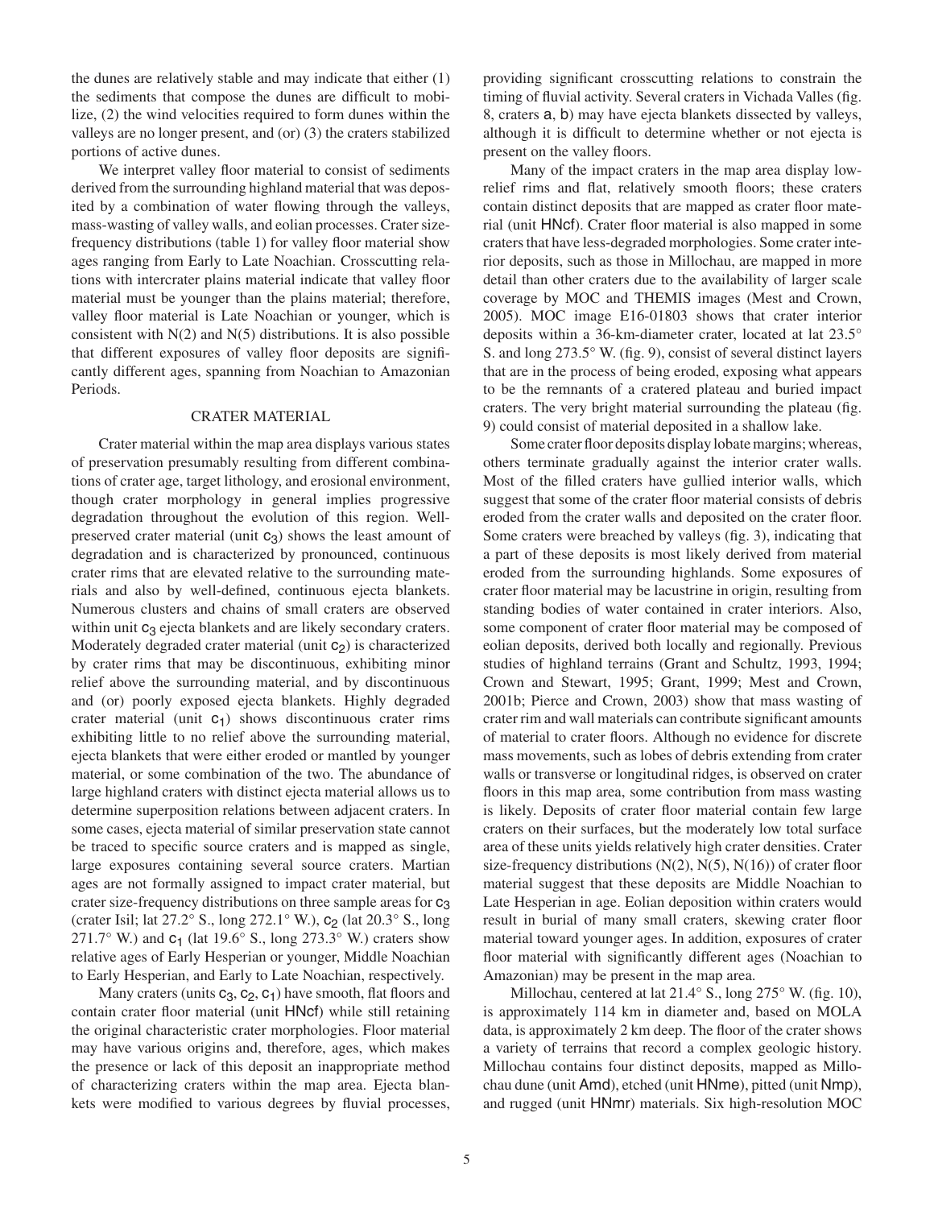the dunes are relatively stable and may indicate that either (1) the sediments that compose the dunes are difficult to mobilize, (2) the wind velocities required to form dunes within the valleys are no longer present, and (or) (3) the craters stabilized portions of active dunes.

We interpret valley floor material to consist of sediments derived from the surrounding highland material that was deposited by a combination of water flowing through the valleys, mass-wasting of valley walls, and eolian processes. Crater size-frequency distributions (table 1) for valley floor material show ages ranging from Early to Late Noachian. Crosscutting relations with intercrater plains material indicate that valley floor material must be younger than the plains material; therefore, valley floor material is Late Noachian or younger, which is consistent with N(2) and N(5) distributions. It is also possible that different exposures of valley floor deposits are significantly different ages, spanning from Noachian to Amazonian Periods.

## CRATER MATERIAL

Crater material within the map area displays various states of preservation presumably resulting from different combinations of crater age, target lithology, and erosional environment, though crater morphology in general implies progressive degradation throughout the evolution of this region. Well-preserved crater material (unit $c_3$) shows the least amount of degradation and is characterized by pronounced, continuous crater rims that are elevated relative to the surrounding materials and also by well-defined, continuous ejecta blankets. Numerous clusters and chains of small craters are observed within unit $c_3$ ejecta blankets and are likely secondary craters. Moderately degraded crater material (unit $c_2$) is characterized by crater rims that may be discontinuous, exhibiting minor relief above the surrounding material, and by discontinuous and (or) poorly exposed ejecta blankets. Highly degraded crater material (unit $c_1$) shows discontinuous crater rims exhibiting little to no relief above the surrounding material, ejecta blankets that were either eroded or mantled by younger material, or some combination of the two. The abundance of large highland craters with distinct ejecta material allows us to determine superposition relations between adjacent craters. In some cases, ejecta material of similar preservation state cannot be traced to specific source craters and is mapped as single, large exposures containing several source craters. Martian ages are not formally assigned to impact crater material, but crater size-frequency distributions on three sample areas for $c_3$ (crater Isil; lat 27.2° S., long 272.1° W.), $c_2$ (lat 20.3° S., long 271.7° W.) and $c_1$ (lat 19.6° S., long 273.3° W.) craters show relative ages of Early Hesperian or younger, Middle Noachian to Early Hesperian, and Early to Late Noachian, respectively.

Many craters (units $c_3$, $c_2$, $c_1$) have smooth, flat floors and contain crater floor material (unit HNcf) while still retaining the original characteristic crater morphologies. Floor material may have various origins and, therefore, ages, which makes the presence or lack of this deposit an inappropriate method of characterizing craters within the map area. Ejecta blankets were modified to various degrees by fluvial processes, providing significant crosscutting relations to constrain the timing of fluvial activity. Several craters in Vichada Valles (fig. 8, craters a, b) may have ejecta blankets dissected by valleys, although it is difficult to determine whether or not ejecta is present on the valley floors.

Many of the impact craters in the map area display low-relief rims and flat, relatively smooth floors; these craters contain distinct deposits that are mapped as crater floor material (unit HNcf). Crater floor material is also mapped in some craters that have less-degraded morphologies. Some crater interior deposits, such as those in Millochau, are mapped in more detail than other craters due to the availability of larger scale coverage by MOC and THEMIS images (Mest and Crown, 2005). MOC image E16-01803 shows that crater interior deposits within a 36-km-diameter crater, located at lat 23.5° S. and long 273.5° W. (fig. 9), consist of several distinct layers that are in the process of being eroded, exposing what appears to be the remnants of a cratered plateau and buried impact craters. The very bright material surrounding the plateau (fig. 9) could consist of material deposited in a shallow lake.

Some crater floor deposits display lobate margins; whereas, others terminate gradually against the interior crater walls. Most of the filled craters have gullied interior walls, which suggest that some of the crater floor material consists of debris eroded from the crater walls and deposited on the crater floor. Some craters were breached by valleys (fig. 3), indicating that a part of these deposits is most likely derived from material eroded from the surrounding highlands. Some exposures of crater floor material may be lacustrine in origin, resulting from standing bodies of water contained in crater interiors. Also, some component of crater floor material may be composed of eolian deposits, derived both locally and regionally. Previous studies of highland terrains (Grant and Schultz, 1993, 1994; Crown and Stewart, 1995; Grant, 1999; Mest and Crown, 2001b; Pierce and Crown, 2003) show that mass wasting of crater rim and wall materials can contribute significant amounts of material to crater floors. Although no evidence for discrete mass movements, such as lobes of debris extending from crater walls or transverse or longitudinal ridges, is observed on crater floors in this map area, some contribution from mass wasting is likely. Deposits of crater floor material contain few large craters on their surfaces, but the moderately low total surface area of these units yields relatively high crater densities. Crater size-frequency distributions (N(2), N(5), N(16)) of crater floor material suggest that these deposits are Middle Noachian to Late Hesperian in age. Eolian deposition within craters would result in burial of many small craters, skewing crater floor material toward younger ages. In addition, exposures of crater floor material with significantly different ages (Noachian to Amazonian) may be present in the map area.

Millochau, centered at lat 21.4° S., long 275° W. (fig. 10), is approximately 114 km in diameter and, based on MOLA data, is approximately 2 km deep. The floor of the crater shows a variety of terrains that record a complex geologic history. Millochau contains four distinct deposits, mapped as Millochau dune (unit Amd), etched (unit HNme), pitted (unit Nmp), and rugged (unit HNmr) materials. Six high-resolution MOC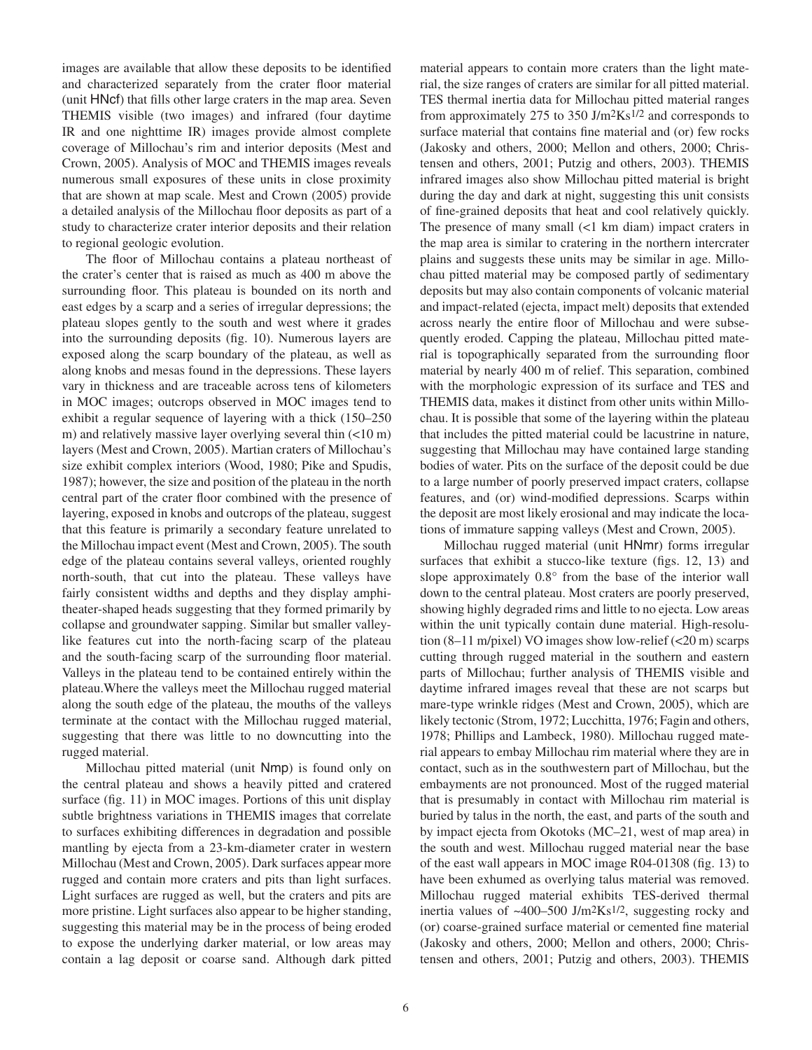images are available that allow these deposits to be identified and characterized separately from the crater floor material (unit HNcf) that fills other large craters in the map area. Seven THEMIS visible (two images) and infrared (four daytime IR and one nighttime IR) images provide almost complete coverage of Millochau's rim and interior deposits (Mest and Crown, 2005). Analysis of MOC and THEMIS images reveals numerous small exposures of these units in close proximity that are shown at map scale. Mest and Crown (2005) provide a detailed analysis of the Millochau floor deposits as part of a study to characterize crater interior deposits and their relation to regional geologic evolution.

The floor of Millochau contains a plateau northeast of the crater's center that is raised as much as 400 m above the surrounding floor. This plateau is bounded on its north and east edges by a scarp and a series of irregular depressions; the plateau slopes gently to the south and west where it grades into the surrounding deposits (fig. 10). Numerous layers are exposed along the scarp boundary of the plateau, as well as along knobs and mesas found in the depressions. These layers vary in thickness and are traceable across tens of kilometers in MOC images; outcrops observed in MOC images tend to exhibit a regular sequence of layering with a thick (150–250 m) and relatively massive layer overlying several thin (<10 m) layers (Mest and Crown, 2005). Martian craters of Millochau's size exhibit complex interiors (Wood, 1980; Pike and Spudis, 1987); however, the size and position of the plateau in the north central part of the crater floor combined with the presence of layering, exposed in knobs and outcrops of the plateau, suggest that this feature is primarily a secondary feature unrelated to the Millochau impact event (Mest and Crown, 2005). The south edge of the plateau contains several valleys, oriented roughly north-south, that cut into the plateau. These valleys have fairly consistent widths and depths and they display amphitheater-shaped heads suggesting that they formed primarily by collapse and groundwater sapping. Similar but smaller valley-like features cut into the north-facing scarp of the plateau and the south-facing scarp of the surrounding floor material. Valleys in the plateau tend to be contained entirely within the plateau. Where the valleys meet the Millochau rugged material along the south edge of the plateau, the mouths of the valleys terminate at the contact with the Millochau rugged material, suggesting that there was little to no downcutting into the rugged material.

Millochau pitted material (unit Nmp) is found only on the central plateau and shows a heavily pitted and cratered surface (fig. 11) in MOC images. Portions of this unit display subtle brightness variations in THEMIS images that correlate to surfaces exhibiting differences in degradation and possible mantling by ejecta from a 23-km-diameter crater in western Millochau (Mest and Crown, 2005). Dark surfaces appear more rugged and contain more craters and pits than light surfaces. Light surfaces are rugged as well, but the craters and pits are more pristine. Light surfaces also appear to be higher standing, suggesting this material may be in the process of being eroded to expose the underlying darker material, or low areas may contain a lag deposit or coarse sand. Although dark pitted material appears to contain more craters than the light material, the size ranges of craters are similar for all pitted material. TES thermal inertia data for Millochau pitted material ranges from approximately 275 to 350 $J/m^2Ks^{1/2}$ and corresponds to surface material that contains fine material and (or) few rocks (Jakosky and others, 2000; Mellon and others, 2000; Christensen and others, 2001; Putzig and others, 2003). THEMIS infrared images also show Millochau pitted material is bright during the day and dark at night, suggesting this unit consists of fine-grained deposits that heat and cool relatively quickly. The presence of many small (<1 km diam) impact craters in the map area is similar to cratering in the northern intercrater plains and suggests these units may be similar in age. Millochau pitted material may be composed partly of sedimentary deposits but may also contain components of volcanic material and impact-related (ejecta, impact melt) deposits that extended across nearly the entire floor of Millochau and were subsequently eroded. Capping the plateau, Millochau pitted material is topographically separated from the surrounding floor material by nearly 400 m of relief. This separation, combined with the morphologic expression of its surface and TES and THEMIS data, makes it distinct from other units within Millochau. It is possible that some of the layering within the plateau that includes the pitted material could be lacustrine in nature, suggesting that Millochau may have contained large standing bodies of water. Pits on the surface of the deposit could be due to a large number of poorly preserved impact craters, collapse features, and (or) wind-modified depressions. Scarps within the deposit are most likely erosional and may indicate the locations of immature sapping valleys (Mest and Crown, 2005).

Millochau rugged material (unit HNmr) forms irregular surfaces that exhibit a stucco-like texture (figs. 12, 13) and slope approximately 0.8° from the base of the interior wall down to the central plateau. Most craters are poorly preserved, showing highly degraded rims and little to no ejecta. Low areas within the unit typically contain dune material. High-resolution (8–11 m/pixel) VO images show low-relief (<20 m) scarps cutting through rugged material in the southern and eastern parts of Millochau; further analysis of THEMIS visible and daytime infrared images reveal that these are not scarps but mare-type wrinkle ridges (Mest and Crown, 2005), which are likely tectonic (Strom, 1972; Lucchitta, 1976; Fagin and others, 1978; Phillips and Lambeck, 1980). Millochau rugged material appears to embay Millochau rim material where they are in contact, such as in the southwestern part of Millochau, but the embayments are not pronounced. Most of the rugged material that is presumably in contact with Millochau rim material is buried by talus in the north, the east, and parts of the south and by impact ejecta from Okotoks (MC–21, west of map area) in the south and west. Millochau rugged material near the base of the east wall appears in MOC image R04-01308 (fig. 13) to have been exhumed as overlying talus material was removed. Millochau rugged material exhibits TES-derived thermal inertia values of ~400–500 $J/m^2Ks^{1/2}$, suggesting rocky and (or) coarse-grained surface material or cemented fine material (Jakosky and others, 2000; Mellon and others, 2000; Christensen and others, 2001; Putzig and others, 2003). THEMIS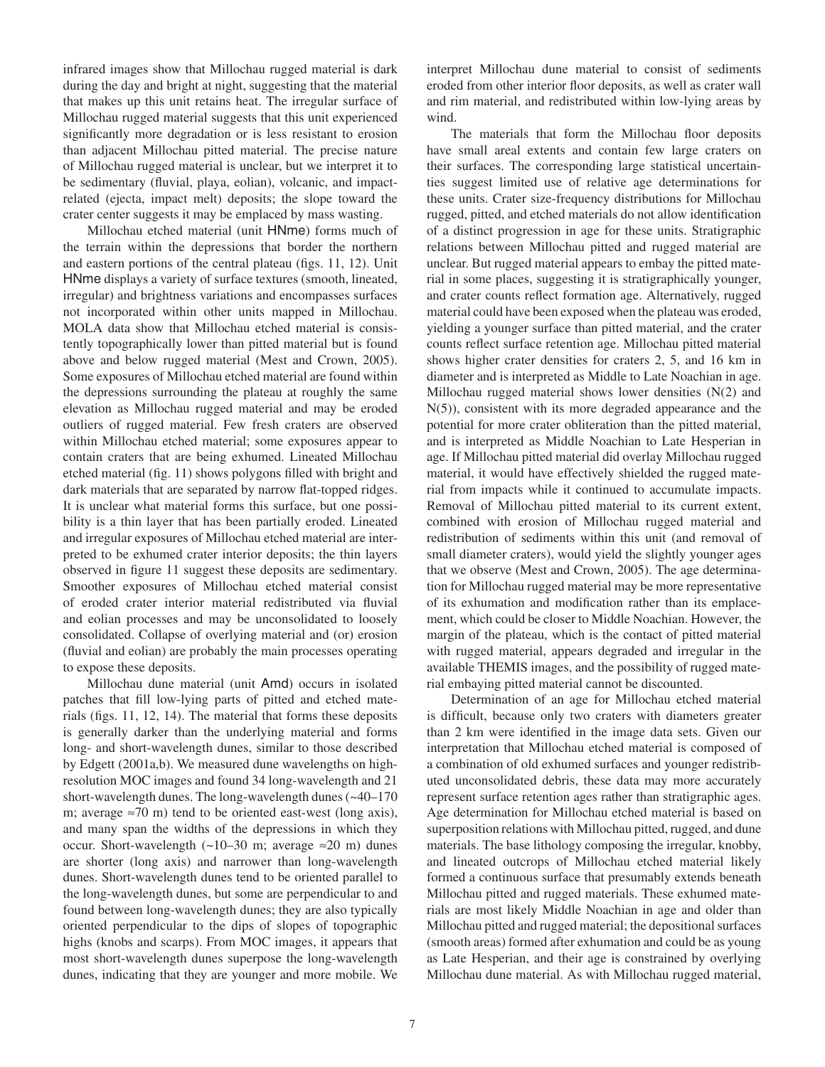infrared images show that Millochau rugged material is dark during the day and bright at night, suggesting that the material that makes up this unit retains heat. The irregular surface of Millochau rugged material suggests that this unit experienced significantly more degradation or is less resistant to erosion than adjacent Millochau pitted material. The precise nature of Millochau rugged material is unclear, but we interpret it to be sedimentary (fluvial, playa, eolian), volcanic, and impact-related (ejecta, impact melt) deposits; the slope toward the crater center suggests it may be emplaced by mass wasting.

Millochau etched material (unit HNme) forms much of the terrain within the depressions that border the northern and eastern portions of the central plateau (figs. 11, 12). Unit HNme displays a variety of surface textures (smooth, lineated, irregular) and brightness variations and encompasses surfaces not incorporated within other units mapped in Millochau. MOLA data show that Millochau etched material is consistently topographically lower than pitted material but is found above and below rugged material (Mest and Crown, 2005). Some exposures of Millochau etched material are found within the depressions surrounding the plateau at roughly the same elevation as Millochau rugged material and may be eroded outliers of rugged material. Few fresh craters are observed within Millochau etched material; some exposures appear to contain craters that are being exhumed. Lineated Millochau etched material (fig. 11) shows polygons filled with bright and dark materials that are separated by narrow flat-topped ridges. It is unclear what material forms this surface, but one possibility is a thin layer that has been partially eroded. Lineated and irregular exposures of Millochau etched material are interpreted to be exhumed crater interior deposits; the thin layers observed in figure 11 suggest these deposits are sedimentary. Smoother exposures of Millochau etched material consist of eroded crater interior material redistributed via fluvial and eolian processes and may be unconsolidated to loosely consolidated. Collapse of overlying material and (or) erosion (fluvial and eolian) are probably the main processes operating to expose these deposits.

Millochau dune material (unit Amd) occurs in isolated patches that fill low-lying parts of pitted and etched materials (figs. 11, 12, 14). The material that forms these deposits is generally darker than the underlying material and forms long- and short-wavelength dunes, similar to those described by Edgett (2001a,b). We measured dune wavelengths on high-resolution MOC images and found 34 long-wavelength and 21 short-wavelength dunes. The long-wavelength dunes (~40–170 m; average ≈70 m) tend to be oriented east-west (long axis), and many span the widths of the depressions in which they occur. Short-wavelength (~10–30 m; average ≈20 m) dunes are shorter (long axis) and narrower than long-wavelength dunes. Short-wavelength dunes tend to be oriented parallel to the long-wavelength dunes, but some are perpendicular to and found between long-wavelength dunes; they are also typically oriented perpendicular to the dips of slopes of topographic highs (knobs and scarps). From MOC images, it appears that most short-wavelength dunes superpose the long-wavelength dunes, indicating that they are younger and more mobile. We interpret Millochau dune material to consist of sediments eroded from other interior floor deposits, as well as crater wall and rim material, and redistributed within low-lying areas by wind.

The materials that form the Millochau floor deposits have small areal extents and contain few large craters on their surfaces. The corresponding large statistical uncertainties suggest limited use of relative age determinations for these units. Crater size-frequency distributions for Millochau rugged, pitted, and etched materials do not allow identification of a distinct progression in age for these units. Stratigraphic relations between Millochau pitted and rugged material are unclear. But rugged material appears to embay the pitted material in some places, suggesting it is stratigraphically younger, and crater counts reflect formation age. Alternatively, rugged material could have been exposed when the plateau was eroded, yielding a younger surface than pitted material, and the crater counts reflect surface retention age. Millochau pitted material shows higher crater densities for craters 2, 5, and 16 km in diameter and is interpreted as Middle to Late Noachian in age. Millochau rugged material shows lower densities (N(2) and N(5)), consistent with its more degraded appearance and the potential for more crater obliteration than the pitted material, and is interpreted as Middle Noachian to Late Hesperian in age. If Millochau pitted material did overlay Millochau rugged material, it would have effectively shielded the rugged material from impacts while it continued to accumulate impacts. Removal of Millochau pitted material to its current extent, combined with erosion of Millochau rugged material and redistribution of sediments within this unit (and removal of small diameter craters), would yield the slightly younger ages that we observe (Mest and Crown, 2005). The age determination for Millochau rugged material may be more representative of its exhumation and modification rather than its emplacement, which could be closer to Middle Noachian. However, the margin of the plateau, which is the contact of pitted material with rugged material, appears degraded and irregular in the available THEMIS images, and the possibility of rugged material embaying pitted material cannot be discounted.

Determination of an age for Millochau etched material is difficult, because only two craters with diameters greater than 2 km were identified in the image data sets. Given our interpretation that Millochau etched material is composed of a combination of old exhumed surfaces and younger redistributed unconsolidated debris, these data may more accurately represent surface retention ages rather than stratigraphic ages. Age determination for Millochau etched material is based on superposition relations with Millochau pitted, rugged, and dune materials. The base lithology composing the irregular, knobby, and lineated outcrops of Millochau etched material likely formed a continuous surface that presumably extends beneath Millochau pitted and rugged materials. These exhumed materials are most likely Middle Noachian in age and older than Millochau pitted and rugged material; the depositional surfaces (smooth areas) formed after exhumation and could be as young as Late Hesperian, and their age is constrained by overlying Millochau dune material. As with Millochau rugged material,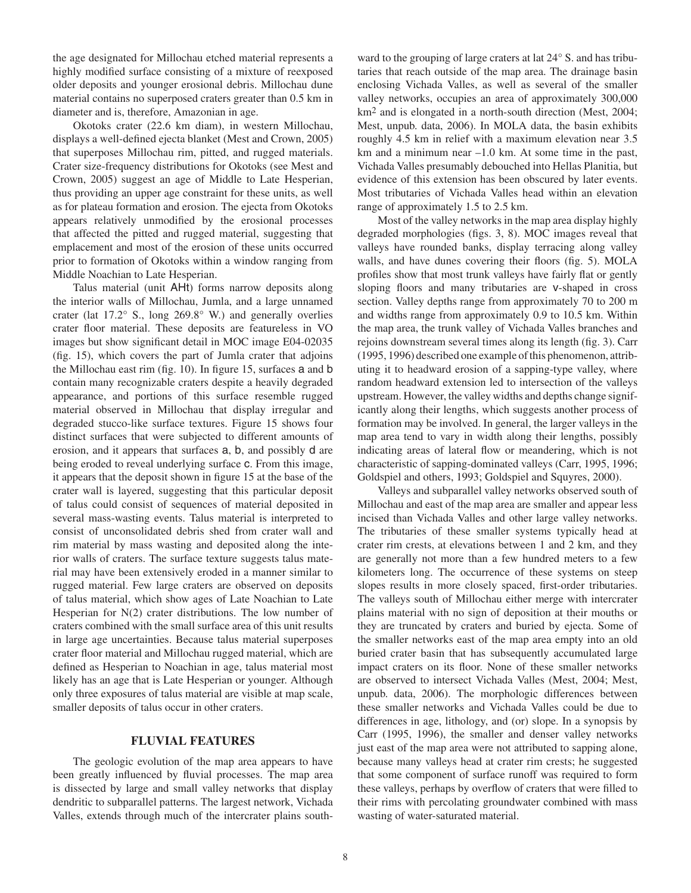the age designated for Millochau etched material represents a highly modified surface consisting of a mixture of reexposed older deposits and younger erosional debris. Millochau dune material contains no superposed craters greater than 0.5 km in diameter and is, therefore, Amazonian in age.

Okotoks crater (22.6 km diam), in western Millochau, displays a well-defined ejecta blanket (Mest and Crown, 2005) that superposes Millochau rim, pitted, and rugged materials. Crater size-frequency distributions for Okotoks (see Mest and Crown, 2005) suggest an age of Middle to Late Hesperian, thus providing an upper age constraint for these units, as well as for plateau formation and erosion. The ejecta from Okotoks appears relatively unmodified by the erosional processes that affected the pitted and rugged material, suggesting that emplacement and most of the erosion of these units occurred prior to formation of Okotoks within a window ranging from Middle Noachian to Late Hesperian.

Talus material (unit AHt) forms narrow deposits along the interior walls of Millochau, Jumla, and a large unnamed crater (lat 17.2° S., long 269.8° W.) and generally overlies crater floor material. These deposits are featureless in VO images but show significant detail in MOC image E04-02035 (fig. 15), which covers the part of Jumla crater that adjoins the Millochau east rim (fig. 10). In figure 15, surfaces a and b contain many recognizable craters despite a heavily degraded appearance, and portions of this surface resemble rugged material observed in Millochau that display irregular and degraded stucco-like surface textures. Figure 15 shows four distinct surfaces that were subjected to different amounts of erosion, and it appears that surfaces a, b, and possibly d are being eroded to reveal underlying surface c. From this image, it appears that the deposit shown in figure 15 at the base of the crater wall is layered, suggesting that this particular deposit of talus could consist of sequences of material deposited in several mass-wasting events. Talus material is interpreted to consist of unconsolidated debris shed from crater wall and rim material by mass wasting and deposited along the interior walls of craters. The surface texture suggests talus material may have been extensively eroded in a manner similar to rugged material. Few large craters are observed on deposits of talus material, which show ages of Late Noachian to Late Hesperian for N(2) crater distributions. The low number of craters combined with the small surface area of this unit results in large age uncertainties. Because talus material superposes crater floor material and Millochau rugged material, which are defined as Hesperian to Noachian in age, talus material most likely has an age that is Late Hesperian or younger. Although only three exposures of talus material are visible at map scale, smaller deposits of talus occur in other craters.

## FLUVIAL FEATURES

The geologic evolution of the map area appears to have been greatly influenced by fluvial processes. The map area is dissected by large and small valley networks that display dendritic to subparallel patterns. The largest network, Vichada Valles, extends through much of the intercrater plains southward to the grouping of large craters at lat 24° S. and has tributaries that reach outside of the map area. The drainage basin enclosing Vichada Valles, as well as several of the smaller valley networks, occupies an area of approximately 300,000 km$^2$ and is elongated in a north-south direction (Mest, 2004; Mest, unpub. data, 2006). In MOLA data, the basin exhibits roughly 4.5 km in relief with a maximum elevation near 3.5 km and a minimum near –1.0 km. At some time in the past, Vichada Valles presumably debouched into Hellas Planitia, but evidence of this extension has been obscured by later events. Most tributaries of Vichada Valles head within an elevation range of approximately 1.5 to 2.5 km.

Most of the valley networks in the map area display highly degraded morphologies (figs. 3, 8). MOC images reveal that valleys have rounded banks, display terracing along valley walls, and have dunes covering their floors (fig. 5). MOLA profiles show that most trunk valleys have fairly flat or gently sloping floors and many tributaries are v-shaped in cross section. Valley depths range from approximately 70 to 200 m and widths range from approximately 0.9 to 10.5 km. Within the map area, the trunk valley of Vichada Valles branches and rejoins downstream several times along its length (fig. 3). Carr (1995, 1996) described one example of this phenomenon, attributing it to headward erosion of a sapping-type valley, where random headward extension led to intersection of the valleys upstream. However, the valley widths and depths change significantly along their lengths, which suggests another process of formation may be involved. In general, the larger valleys in the map area tend to vary in width along their lengths, possibly indicating areas of lateral flow or meandering, which is not characteristic of sapping-dominated valleys (Carr, 1995, 1996; Goldspiel and others, 1993; Goldspiel and Squyres, 2000).

Valleys and subparallel valley networks observed south of Millochau and east of the map area are smaller and appear less incised than Vichada Valles and other large valley networks. The tributaries of these smaller systems typically head at crater rim crests, at elevations between 1 and 2 km, and they are generally not more than a few hundred meters to a few kilometers long. The occurrence of these systems on steep slopes results in more closely spaced, first-order tributaries. The valleys south of Millochau either merge with intercrater plains material with no sign of deposition at their mouths or they are truncated by craters and buried by ejecta. Some of the smaller networks east of the map area empty into an old buried crater basin that has subsequently accumulated large impact craters on its floor. None of these smaller networks are observed to intersect Vichada Valles (Mest, 2004; Mest, unpub. data, 2006). The morphologic differences between these smaller networks and Vichada Valles could be due to differences in age, lithology, and (or) slope. In a synopsis by Carr (1995, 1996), the smaller and denser valley networks just east of the map area were not attributed to sapping alone, because many valleys head at crater rim crests; he suggested that some component of surface runoff was required to form these valleys, perhaps by overflow of craters that were filled to their rims with percolating groundwater combined with mass wasting of water-saturated material.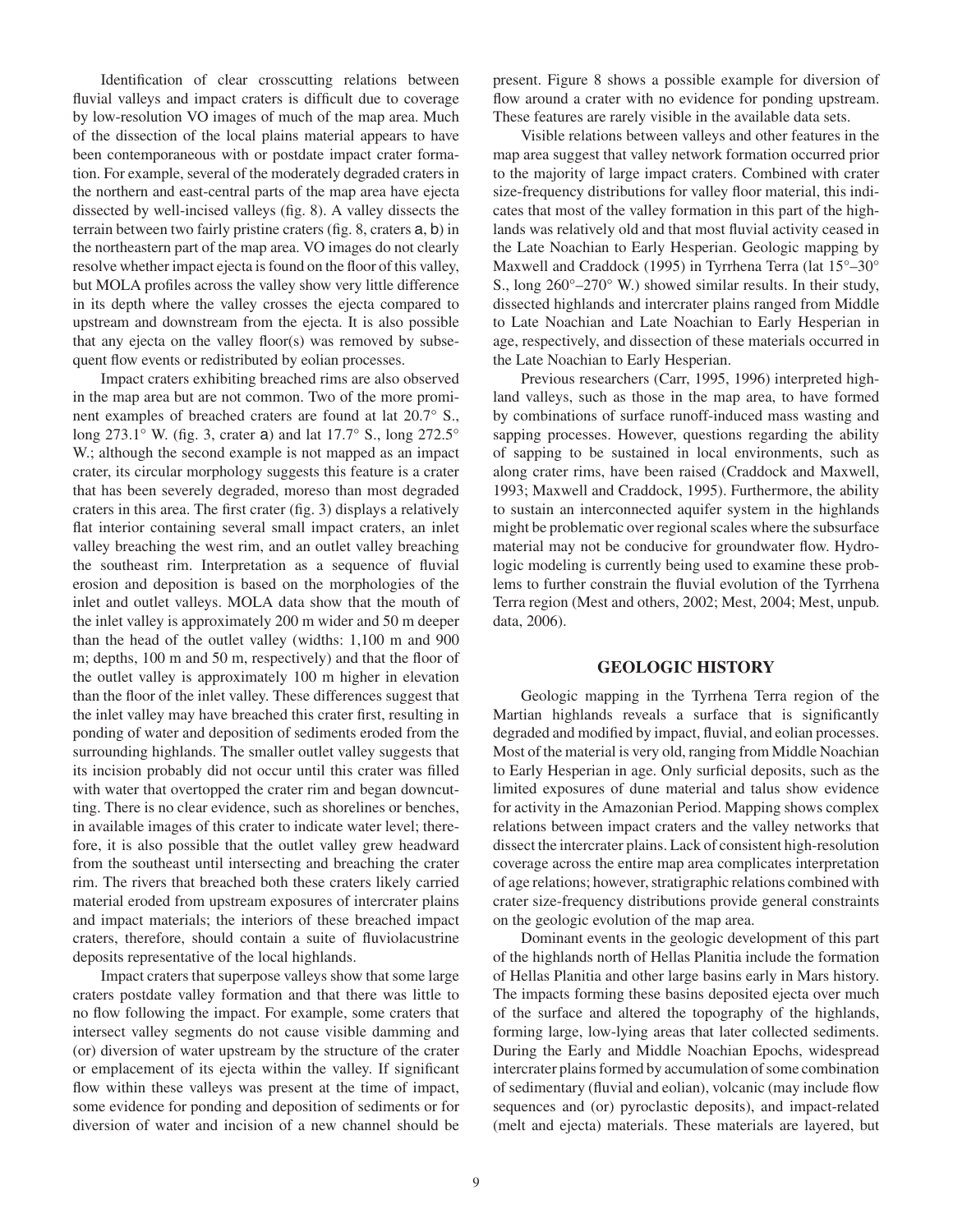Identification of clear crosscutting relations between fluvial valleys and impact craters is difficult due to coverage by low-resolution VO images of much of the map area. Much of the dissection of the local plains material appears to have been contemporaneous with or postdate impact crater formation. For example, several of the moderately degraded craters in the northern and east-central parts of the map area have ejecta dissected by well-incised valleys (fig. 8). A valley dissects the terrain between two fairly pristine craters (fig. 8, craters a, b) in the northeastern part of the map area. VO images do not clearly resolve whether impact ejecta is found on the floor of this valley, but MOLA profiles across the valley show very little difference in its depth where the valley crosses the ejecta compared to upstream and downstream from the ejecta. It is also possible that any ejecta on the valley floor(s) was removed by subsequent flow events or redistributed by eolian processes.

Impact craters exhibiting breached rims are also observed in the map area but are not common. Two of the more prominent examples of breached craters are found at lat 20.7° S., long 273.1° W. (fig. 3, crater a) and lat 17.7° S., long 272.5° W.; although the second example is not mapped as an impact crater, its circular morphology suggests this feature is a crater that has been severely degraded, moreso than most degraded craters in this area. The first crater (fig. 3) displays a relatively flat interior containing several small impact craters, an inlet valley breaching the west rim, and an outlet valley breaching the southeast rim. Interpretation as a sequence of fluvial erosion and deposition is based on the morphologies of the inlet and outlet valleys. MOLA data show that the mouth of the inlet valley is approximately 200 m wider and 50 m deeper than the head of the outlet valley (widths: 1,100 m and 900 m; depths, 100 m and 50 m, respectively) and that the floor of the outlet valley is approximately 100 m higher in elevation than the floor of the inlet valley. These differences suggest that the inlet valley may have breached this crater first, resulting in ponding of water and deposition of sediments eroded from the surrounding highlands. The smaller outlet valley suggests that its incision probably did not occur until this crater was filled with water that overtopped the crater rim and began downcutting. There is no clear evidence, such as shorelines or benches, in available images of this crater to indicate water level; therefore, it is also possible that the outlet valley grew headward from the southeast until intersecting and breaching the crater rim. The rivers that breached both these craters likely carried material eroded from upstream exposures of intercrater plains and impact materials; the interiors of these breached impact craters, therefore, should contain a suite of fluviolacustrine deposits representative of the local highlands.

Impact craters that superpose valleys show that some large craters postdate valley formation and that there was little to no flow following the impact. For example, some craters that intersect valley segments do not cause visible damming and (or) diversion of water upstream by the structure of the crater or emplacement of its ejecta within the valley. If significant flow within these valleys was present at the time of impact, some evidence for ponding and deposition of sediments or for diversion of water and incision of a new channel should be present. Figure 8 shows a possible example for diversion of flow around a crater with no evidence for ponding upstream. These features are rarely visible in the available data sets.

Visible relations between valleys and other features in the map area suggest that valley network formation occurred prior to the majority of large impact craters. Combined with crater size-frequency distributions for valley floor material, this indicates that most of the valley formation in this part of the highlands was relatively old and that most fluvial activity ceased in the Late Noachian to Early Hesperian. Geologic mapping by Maxwell and Craddock (1995) in Tyrrhena Terra (lat 15°–30° S., long 260°–270° W.) showed similar results. In their study, dissected highlands and intercrater plains ranged from Middle to Late Noachian and Late Noachian to Early Hesperian in age, respectively, and dissection of these materials occurred in the Late Noachian to Early Hesperian.

Previous researchers (Carr, 1995, 1996) interpreted highland valleys, such as those in the map area, to have formed by combinations of surface runoff-induced mass wasting and sapping processes. However, questions regarding the ability of sapping to be sustained in local environments, such as along crater rims, have been raised (Craddock and Maxwell, 1993; Maxwell and Craddock, 1995). Furthermore, the ability to sustain an interconnected aquifer system in the highlands might be problematic over regional scales where the subsurface material may not be conducive for groundwater flow. Hydrologic modeling is currently being used to examine these problems to further constrain the fluvial evolution of the Tyrrhena Terra region (Mest and others, 2002; Mest, 2004; Mest, unpub. data, 2006).

## GEOLOGIC HISTORY

Geologic mapping in the Tyrrhena Terra region of the Martian highlands reveals a surface that is significantly degraded and modified by impact, fluvial, and eolian processes. Most of the material is very old, ranging from Middle Noachian to Early Hesperian in age. Only surficial deposits, such as the limited exposures of dune material and talus show evidence for activity in the Amazonian Period. Mapping shows complex relations between impact craters and the valley networks that dissect the intercrater plains. Lack of consistent high-resolution coverage across the entire map area complicates interpretation of age relations; however, stratigraphic relations combined with crater size-frequency distributions provide general constraints on the geologic evolution of the map area.

Dominant events in the geologic development of this part of the highlands north of Hellas Planitia include the formation of Hellas Planitia and other large basins early in Mars history. The impacts forming these basins deposited ejecta over much of the surface and altered the topography of the highlands, forming large, low-lying areas that later collected sediments. During the Early and Middle Noachian Epochs, widespread intercrater plains formed by accumulation of some combination of sedimentary (fluvial and eolian), volcanic (may include flow sequences and (or) pyroclastic deposits), and impact-related (melt and ejecta) materials. These materials are layered, but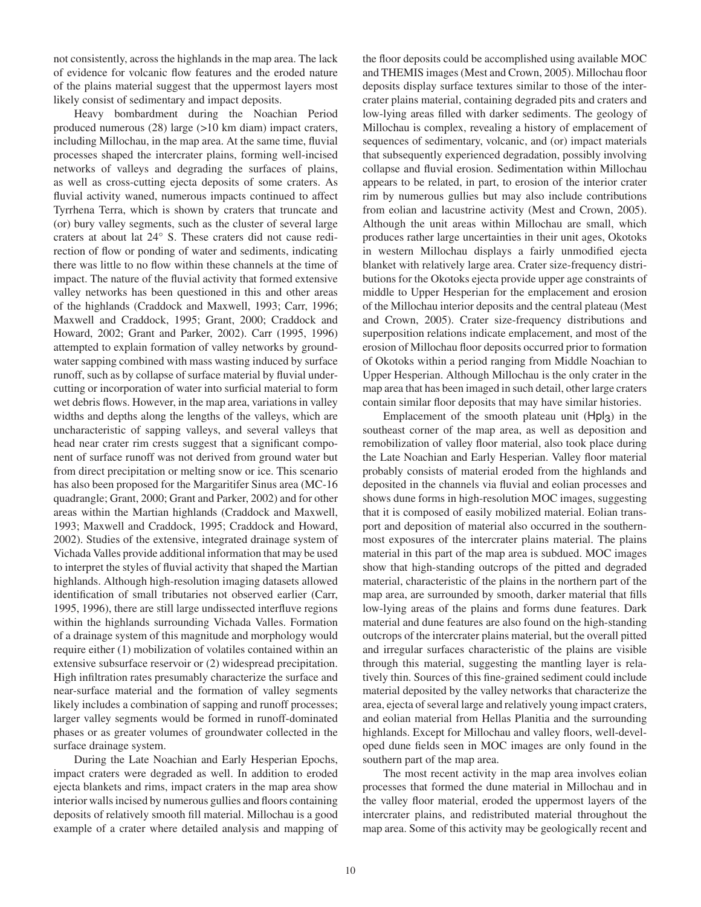not consistently, across the highlands in the map area. The lack of evidence for volcanic flow features and the eroded nature of the plains material suggest that the uppermost layers most likely consist of sedimentary and impact deposits.

Heavy bombardment during the Noachian Period produced numerous (28) large (>10 km diam) impact craters, including Millochau, in the map area. At the same time, fluvial processes shaped the intercrater plains, forming well-incised networks of valleys and degrading the surfaces of plains, as well as cross-cutting ejecta deposits of some craters. As fluvial activity waned, numerous impacts continued to affect Tyrrhena Terra, which is shown by craters that truncate and (or) bury valley segments, such as the cluster of several large craters at about lat 24° S. These craters did not cause redirection of flow or ponding of water and sediments, indicating there was little to no flow within these channels at the time of impact. The nature of the fluvial activity that formed extensive valley networks has been questioned in this and other areas of the highlands (Craddock and Maxwell, 1993; Carr, 1996; Maxwell and Craddock, 1995; Grant, 2000; Craddock and Howard, 2002; Grant and Parker, 2002). Carr (1995, 1996) attempted to explain formation of valley networks by groundwater sapping combined with mass wasting induced by surface runoff, such as by collapse of surface material by fluvial undercutting or incorporation of water into surficial material to form wet debris flows. However, in the map area, variations in valley widths and depths along the lengths of the valleys, which are uncharacteristic of sapping valleys, and several valleys that head near crater rim crests suggest that a significant component of surface runoff was not derived from ground water but from direct precipitation or melting snow or ice. This scenario has also been proposed for the Margaritifer Sinus area (MC-16 quadrangle; Grant, 2000; Grant and Parker, 2002) and for other areas within the Martian highlands (Craddock and Maxwell, 1993; Maxwell and Craddock, 1995; Craddock and Howard, 2002). Studies of the extensive, integrated drainage system of Vichada Valles provide additional information that may be used to interpret the styles of fluvial activity that shaped the Martian highlands. Although high-resolution imaging datasets allowed identification of small tributaries not observed earlier (Carr, 1995, 1996), there are still large undissected interfluve regions within the highlands surrounding Vichada Valles. Formation of a drainage system of this magnitude and morphology would require either (1) mobilization of volatiles contained within an extensive subsurface reservoir or (2) widespread precipitation. High infiltration rates presumably characterize the surface and near-surface material and the formation of valley segments likely includes a combination of sapping and runoff processes; larger valley segments would be formed in runoff-dominated phases or as greater volumes of groundwater collected in the surface drainage system.

During the Late Noachian and Early Hesperian Epochs, impact craters were degraded as well. In addition to eroded ejecta blankets and rims, impact craters in the map area show interior walls incised by numerous gullies and floors containing deposits of relatively smooth fill material. Millochau is a good example of a crater where detailed analysis and mapping of the floor deposits could be accomplished using available MOC and THEMIS images (Mest and Crown, 2005). Millochau floor deposits display surface textures similar to those of the intercrater plains material, containing degraded pits and craters and low-lying areas filled with darker sediments. The geology of Millochau is complex, revealing a history of emplacement of sequences of sedimentary, volcanic, and (or) impact materials that subsequently experienced degradation, possibly involving collapse and fluvial erosion. Sedimentation within Millochau appears to be related, in part, to erosion of the interior crater rim by numerous gullies but may also include contributions from eolian and lacustrine activity (Mest and Crown, 2005). Although the unit areas within Millochau are small, which produces rather large uncertainties in their unit ages, Okotoks in western Millochau displays a fairly unmodified ejecta blanket with relatively large area. Crater size-frequency distributions for the Okotoks ejecta provide upper age constraints of middle to Upper Hesperian for the emplacement and erosion of the Millochau interior deposits and the central plateau (Mest and Crown, 2005). Crater size-frequency distributions and superposition relations indicate emplacement, and most of the erosion of Millochau floor deposits occurred prior to formation of Okotoks within a period ranging from Middle Noachian to Upper Hesperian. Although Millochau is the only crater in the map area that has been imaged in such detail, other large craters contain similar floor deposits that may have similar histories.

Emplacement of the smooth plateau unit (Hpl$_3$) in the southeast corner of the map area, as well as deposition and remobilization of valley floor material, also took place during the Late Noachian and Early Hesperian. Valley floor material probably consists of material eroded from the highlands and deposited in the channels via fluvial and eolian processes and shows dune forms in high-resolution MOC images, suggesting that it is composed of easily mobilized material. Eolian transport and deposition of material also occurred in the southernmost exposures of the intercrater plains material. The plains material in this part of the map area is subdued. MOC images show that high-standing outcrops of the pitted and degraded material, characteristic of the plains in the northern part of the map area, are surrounded by smooth, darker material that fills low-lying areas of the plains and forms dune features. Dark material and dune features are also found on the high-standing outcrops of the intercrater plains material, but the overall pitted and irregular surfaces characteristic of the plains are visible through this material, suggesting the mantling layer is relatively thin. Sources of this fine-grained sediment could include material deposited by the valley networks that characterize the area, ejecta of several large and relatively young impact craters, and eolian material from Hellas Planitia and the surrounding highlands. Except for Millochau and valley floors, well-developed dune fields seen in MOC images are only found in the southern part of the map area.

The most recent activity in the map area involves eolian processes that formed the dune material in Millochau and in the valley floor material, eroded the uppermost layers of the intercrater plains, and redistributed material throughout the map area. Some of this activity may be geologically recent and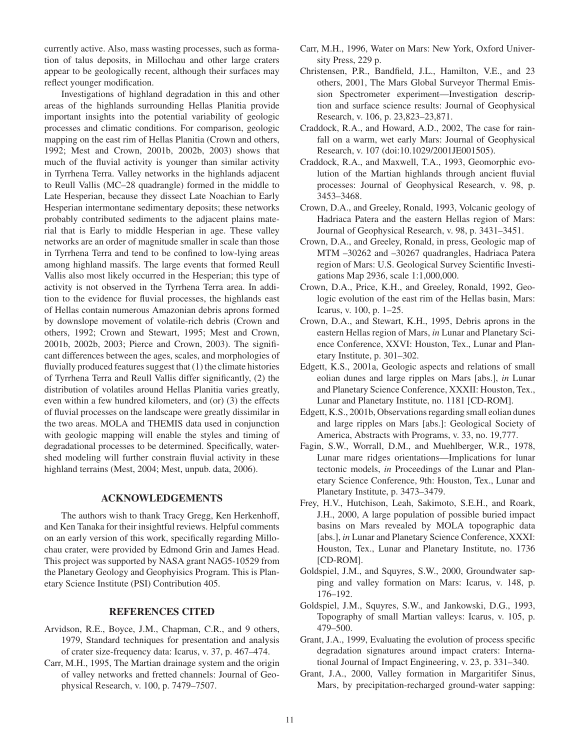currently active. Also, mass wasting processes, such as formation of talus deposits, in Millochau and other large craters appear to be geologically recent, although their surfaces may reflect younger modification.

Investigations of highland degradation in this and other areas of the highlands surrounding Hellas Planitia provide important insights into the potential variability of geologic processes and climatic conditions. For comparison, geologic mapping on the east rim of Hellas Planitia (Crown and others, 1992; Mest and Crown, 2001b, 2002b, 2003) shows that much of the fluvial activity is younger than similar activity in Tyrrhena Terra. Valley networks in the highlands adjacent to Reull Vallis (MC–28 quadrangle) formed in the middle to Late Hesperian, because they dissect Late Noachian to Early Hesperian intermontane sedimentary deposits; these networks probably contributed sediments to the adjacent plains material that is Early to middle Hesperian in age. These valley networks are an order of magnitude smaller in scale than those in Tyrrhena Terra and tend to be confined to low-lying areas among highland massifs. The large events that formed Reull Vallis also most likely occurred in the Hesperian; this type of activity is not observed in the Tyrrhena Terra area. In addition to the evidence for fluvial processes, the highlands east of Hellas contain numerous Amazonian debris aprons formed by downslope movement of volatile-rich debris (Crown and others, 1992; Crown and Stewart, 1995; Mest and Crown, 2001b, 2002b, 2003; Pierce and Crown, 2003). The significant differences between the ages, scales, and morphologies of fluvially produced features suggest that (1) the climate histories of Tyrrhena Terra and Reull Vallis differ significantly, (2) the distribution of volatiles around Hellas Planitia varies greatly, even within a few hundred kilometers, and (or) (3) the effects of fluvial processes on the landscape were greatly dissimilar in the two areas. MOLA and THEMIS data used in conjunction with geologic mapping will enable the styles and timing of degradational processes to be determined. Specifically, watershed modeling will further constrain fluvial activity in these highland terrains (Mest, 2004; Mest, unpub. data, 2006).

## ACKNOWLEDGEMENTS

The authors wish to thank Tracy Gregg, Ken Herkenhoff, and Ken Tanaka for their insightful reviews. Helpful comments on an early version of this work, specifically regarding Millochau crater, were provided by Edmond Grin and James Head. This project was supported by NASA grant NAG5-10529 from the Planetary Geology and Geophyisics Program. This is Planetary Science Institute (PSI) Contribution 405.

## REFERENCES CITED

Arvidson, R.E., Boyce, J.M., Chapman, C.R., and 9 others, 1979, Standard techniques for presentation and analysis of crater size-frequency data: Icarus, v. 37, p. 467–474.

Carr, M.H., 1995, The Martian drainage system and the origin of valley networks and fretted channels: Journal of Geophysical Research, v. 100, p. 7479–7507.

Carr, M.H., 1996, Water on Mars: New York, Oxford University Press, 229 p.

Christensen, P.R., Bandfield, J.L., Hamilton, V.E., and 23 others, 2001, The Mars Global Surveyor Thermal Emission Spectrometer experiment—Investigation description and surface science results: Journal of Geophysical Research, v. 106, p. 23,823–23,871.

Craddock, R.A., and Howard, A.D., 2002, The case for rainfall on a warm, wet early Mars: Journal of Geophysical Research, v. 107 (doi:10.1029/2001JE001505).

Craddock, R.A., and Maxwell, T.A., 1993, Geomorphic evolution of the Martian highlands through ancient fluvial processes: Journal of Geophysical Research, v. 98, p. 3453–3468.

Crown, D.A., and Greeley, Ronald, 1993, Volcanic geology of Hadriaca Patera and the eastern Hellas region of Mars: Journal of Geophysical Research, v. 98, p. 3431–3451.

Crown, D.A., and Greeley, Ronald, in press, Geologic map of MTM –30262 and –30267 quadrangles, Hadriaca Patera region of Mars: U.S. Geological Survey Scientific Investigations Map 2936, scale 1:1,000,000.

Crown, D.A., Price, K.H., and Greeley, Ronald, 1992, Geologic evolution of the east rim of the Hellas basin, Mars: Icarus, v. 100, p. 1–25.

Crown, D.A., and Stewart, K.H., 1995, Debris aprons in the eastern Hellas region of Mars, *in* Lunar and Planetary Science Conference, XXVI: Houston, Tex., Lunar and Planetary Institute, p. 301–302.

Edgett, K.S., 2001a, Geologic aspects and relations of small eolian dunes and large ripples on Mars [abs.], *in* Lunar and Planetary Science Conference, XXXII: Houston, Tex., Lunar and Planetary Institute, no. 1181 [CD-ROM].

Edgett, K.S., 2001b, Observations regarding small eolian dunes and large ripples on Mars [abs.]: Geological Society of America, Abstracts with Programs, v. 33, no. 19,777.

Fagin, S.W., Worrall, D.M., and Muehlberger, W.R., 1978, Lunar mare ridges orientations—Implications for lunar tectonic models, *in* Proceedings of the Lunar and Planetary Science Conference, 9th: Houston, Tex., Lunar and Planetary Institute, p. 3473–3479.

Frey, H.V., Hutchison, Leah, Sakimoto, S.E.H., and Roark, J.H., 2000, A large population of possible buried impact basins on Mars revealed by MOLA topographic data [abs.], *in* Lunar and Planetary Science Conference, XXXI: Houston, Tex., Lunar and Planetary Institute, no. 1736 [CD-ROM].

Goldspiel, J.M., and Squyres, S.W., 2000, Groundwater sapping and valley formation on Mars: Icarus, v. 148, p. 176–192.

Goldspiel, J.M., Squyres, S.W., and Jankowski, D.G., 1993, Topography of small Martian valleys: Icarus, v. 105, p. 479–500.

Grant, J.A., 1999, Evaluating the evolution of process specific degradation signatures around impact craters: International Journal of Impact Engineering, v. 23, p. 331–340.

Grant, J.A., 2000, Valley formation in Margaritifer Sinus, Mars, by precipitation-recharged ground-water sapping: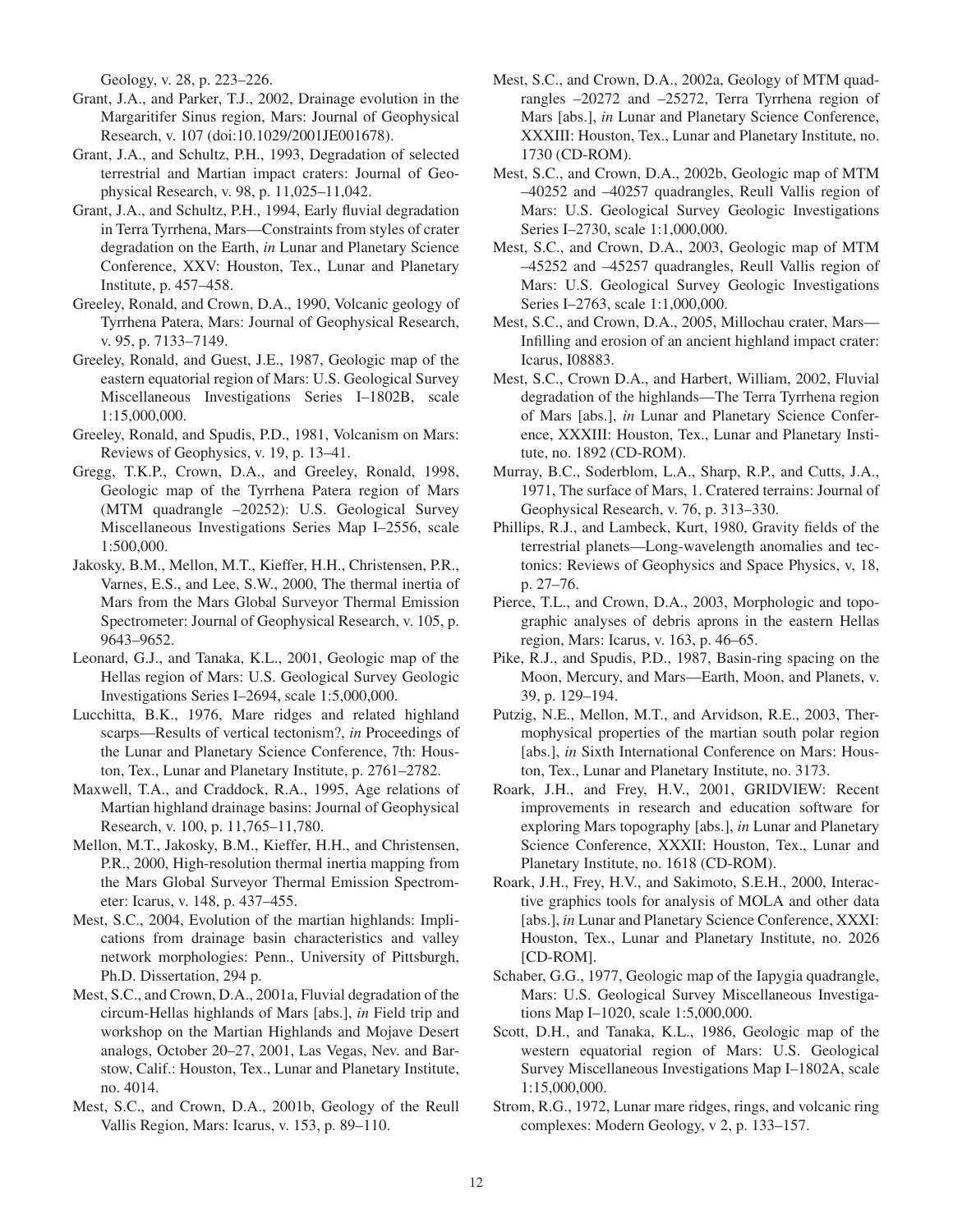Geology, v. 28, p. 223–226.

Grant, J.A., and Parker, T.J., 2002, Drainage evolution in the Margaritifer Sinus region, Mars: Journal of Geophysical Research, v. 107 (doi:10.1029/2001JE001678).

Grant, J.A., and Schultz, P.H., 1993, Degradation of selected terrestrial and Martian impact craters: Journal of Geophysical Research, v. 98, p. 11,025–11,042.

Grant, J.A., and Schultz, P.H., 1994, Early fluvial degradation in Terra Tyrrhena, Mars—Constraints from styles of crater degradation on the Earth, *in* Lunar and Planetary Science Conference, XXV: Houston, Tex., Lunar and Planetary Institute, p. 457–458.

Greeley, Ronald, and Crown, D.A., 1990, Volcanic geology of Tyrrhena Patera, Mars: Journal of Geophysical Research, v. 95, p. 7133–7149.

Greeley, Ronald, and Guest, J.E., 1987, Geologic map of the eastern equatorial region of Mars: U.S. Geological Survey Miscellaneous Investigations Series I–1802B, scale 1:15,000,000.

Greeley, Ronald, and Spudis, P.D., 1981, Volcanism on Mars: Reviews of Geophysics, v. 19, p. 13–41.

Gregg, T.K.P., Crown, D.A., and Greeley, Ronald, 1998, Geologic map of the Tyrrhena Patera region of Mars (MTM quadrangle –20252): U.S. Geological Survey Miscellaneous Investigations Series Map I–2556, scale 1:500,000.

Jakosky, B.M., Mellon, M.T., Kieffer, H.H., Christensen, P.R., Varnes, E.S., and Lee, S.W., 2000, The thermal inertia of Mars from the Mars Global Surveyor Thermal Emission Spectrometer: Journal of Geophysical Research, v. 105, p. 9643–9652.

Leonard, G.J., and Tanaka, K.L., 2001, Geologic map of the Hellas region of Mars: U.S. Geological Survey Geologic Investigations Series I–2694, scale 1:5,000,000.

Lucchitta, B.K., 1976, Mare ridges and related highland scarps—Results of vertical tectonism?, *in* Proceedings of the Lunar and Planetary Science Conference, 7th: Houston, Tex., Lunar and Planetary Institute, p. 2761–2782.

Maxwell, T.A., and Craddock, R.A., 1995, Age relations of Martian highland drainage basins: Journal of Geophysical Research, v. 100, p. 11,765–11,780.

Mellon, M.T., Jakosky, B.M., Kieffer, H.H., and Christensen, P.R., 2000, High-resolution thermal inertia mapping from the Mars Global Surveyor Thermal Emission Spectrometer: Icarus, v. 148, p. 437–455.

Mest, S.C., 2004, Evolution of the martian highlands: Implications from drainage basin characteristics and valley network morphologies: Penn., University of Pittsburgh, Ph.D. Dissertation, 294 p.

Mest, S.C., and Crown, D.A., 2001a, Fluvial degradation of the circum-Hellas highlands of Mars [abs.], *in* Field trip and workshop on the Martian Highlands and Mojave Desert analogs, October 20–27, 2001, Las Vegas, Nev. and Barstow, Calif.: Houston, Tex., Lunar and Planetary Institute, no. 4014.

Mest, S.C., and Crown, D.A., 2001b, Geology of the Reull Vallis Region, Mars: Icarus, v. 153, p. 89–110.

Mest, S.C., and Crown, D.A., 2002a, Geology of MTM quadrangles –20272 and –25272, Terra Tyrrhena region of Mars [abs.], *in* Lunar and Planetary Science Conference, XXXIII: Houston, Tex., Lunar and Planetary Institute, no. 1730 (CD-ROM).

Mest, S.C., and Crown, D.A., 2002b, Geologic map of MTM –40252 and –40257 quadrangles, Reull Vallis region of Mars: U.S. Geological Survey Geologic Investigations Series I–2730, scale 1:1,000,000.

Mest, S.C., and Crown, D.A., 2003, Geologic map of MTM –45252 and –45257 quadrangles, Reull Vallis region of Mars: U.S. Geological Survey Geologic Investigations Series I–2763, scale 1:1,000,000.

Mest, S.C., and Crown, D.A., 2005, Millochau crater, Mars—Infilling and erosion of an ancient highland impact crater: Icarus, I08883.

Mest, S.C., Crown D.A., and Harbert, William, 2002, Fluvial degradation of the highlands—The Terra Tyrrhena region of Mars [abs.], *in* Lunar and Planetary Science Conference, XXXIII: Houston, Tex., Lunar and Planetary Institute, no. 1892 (CD-ROM).

Murray, B.C., Soderblom, L.A., Sharp, R.P., and Cutts, J.A., 1971, The surface of Mars, 1. Cratered terrains: Journal of Geophysical Research, v. 76, p. 313–330.

Phillips, R.J., and Lambeck, Kurt, 1980, Gravity fields of the terrestrial planets—Long-wavelength anomalies and tectonics: Reviews of Geophysics and Space Physics, v, 18, p. 27–76.

Pierce, T.L., and Crown, D.A., 2003, Morphologic and topographic analyses of debris aprons in the eastern Hellas region, Mars: Icarus, v. 163, p. 46–65.

Pike, R.J., and Spudis, P.D., 1987, Basin-ring spacing on the Moon, Mercury, and Mars—Earth, Moon, and Planets, v. 39, p. 129–194.

Putzig, N.E., Mellon, M.T., and Arvidson, R.E., 2003, Thermophysical properties of the martian south polar region [abs.], *in* Sixth International Conference on Mars: Houston, Tex., Lunar and Planetary Institute, no. 3173.

Roark, J.H., and Frey, H.V., 2001, GRIDVIEW: Recent improvements in research and education software for exploring Mars topography [abs.], *in* Lunar and Planetary Science Conference, XXXII: Houston, Tex., Lunar and Planetary Institute, no. 1618 (CD-ROM).

Roark, J.H., Frey, H.V., and Sakimoto, S.E.H., 2000, Interactive graphics tools for analysis of MOLA and other data [abs.], *in* Lunar and Planetary Science Conference, XXXI: Houston, Tex., Lunar and Planetary Institute, no. 2026 [CD-ROM].

Schaber, G.G., 1977, Geologic map of the Iapygia quadrangle, Mars: U.S. Geological Survey Miscellaneous Investigations Map I–1020, scale 1:5,000,000.

Scott, D.H., and Tanaka, K.L., 1986, Geologic map of the western equatorial region of Mars: U.S. Geological Survey Miscellaneous Investigations Map I–1802A, scale 1:15,000,000.

Strom, R.G., 1972, Lunar mare ridges, rings, and volcanic ring complexes: Modern Geology, v 2, p. 133–157.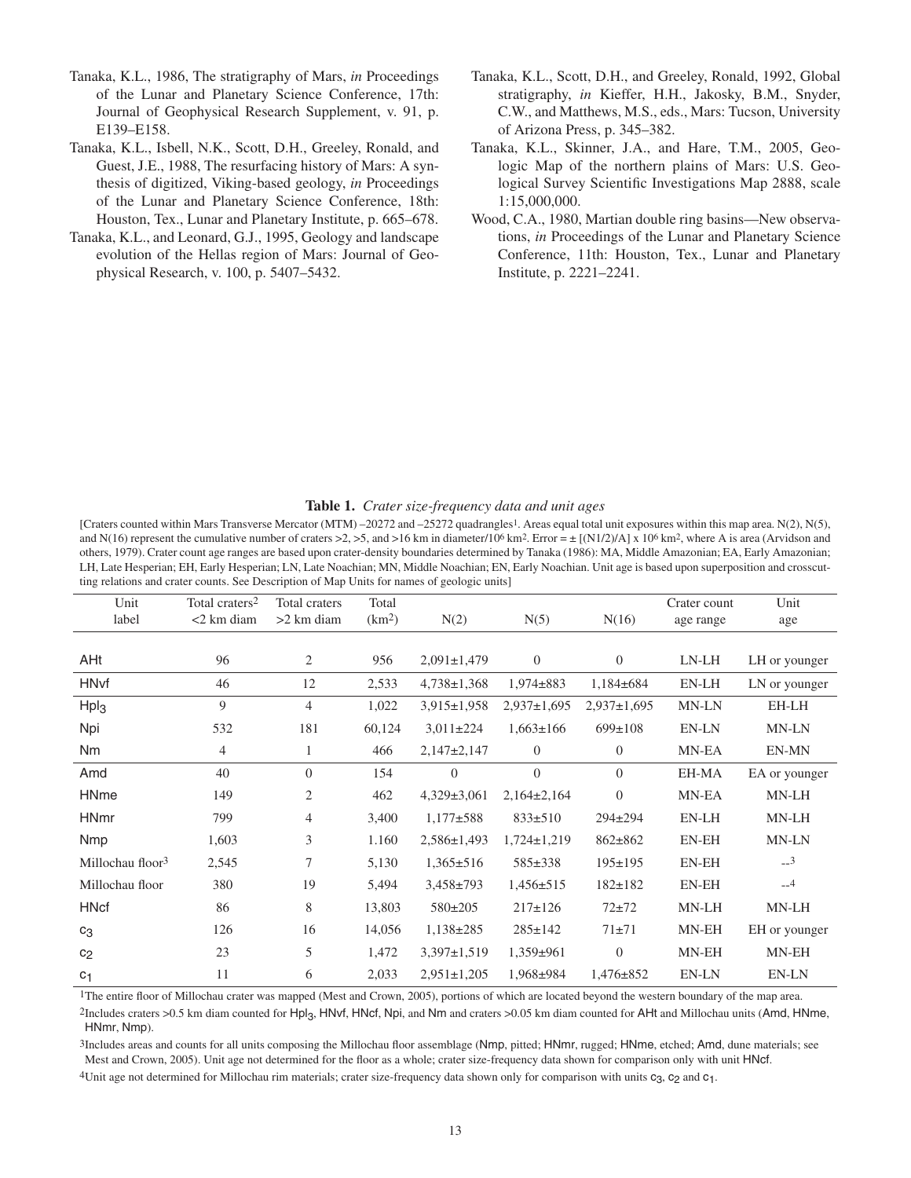Tanaka, K.L., 1986, The stratigraphy of Mars, *in* Proceedings of the Lunar and Planetary Science Conference, 17th: Journal of Geophysical Research Supplement, v. 91, p. E139–E158.

Tanaka, K.L., Isbell, N.K., Scott, D.H., Greeley, Ronald, and Guest, J.E., 1988, The resurfacing history of Mars: A synthesis of digitized, Viking-based geology, *in* Proceedings of the Lunar and Planetary Science Conference, 18th: Houston, Tex., Lunar and Planetary Institute, p. 665–678.

Tanaka, K.L., and Leonard, G.J., 1995, Geology and landscape evolution of the Hellas region of Mars: Journal of Geophysical Research, v. 100, p. 5407–5432.

Tanaka, K.L., Scott, D.H., and Greeley, Ronald, 1992, Global stratigraphy, *in* Kieffer, H.H., Jakosky, B.M., Snyder, C.W., and Matthews, M.S., eds., Mars: Tucson, University of Arizona Press, p. 345–382.

Tanaka, K.L., Skinner, J.A., and Hare, T.M., 2005, Geologic Map of the northern plains of Mars: U.S. Geological Survey Scientific Investigations Map 2888, scale 1:15,000,000.

Wood, C.A., 1980, Martian double ring basins—New observations, *in* Proceedings of the Lunar and Planetary Science Conference, 11th: Houston, Tex., Lunar and Planetary Institute, p. 2221–2241.

**Table 1.** *Crater size-frequency data and unit ages*

[Craters counted within Mars Transverse Mercator (MTM) –20272 and –25272 quadrangles[1]. Areas equal total unit exposures within this map area. N(2), N(5), and N(16) represent the cumulative number of craters >2, >5, and >16 km in diameter/$10^6$ km$^2$. Error = ± [(N1/2)/A] x $10^6$ km$^2$, where A is area (Arvidson and others, 1979). Crater count age ranges are based upon crater-density boundaries determined by Tanaka (1986): MA, Middle Amazonian; EA, Early Amazonian; LH, Late Hesperian; EH, Early Hesperian; LN, Late Noachian; MN, Middle Noachian; EN, Early Noachian. Unit age is based upon superposition and crosscutting relations and crater counts. See Description of Map Units for names of geologic units]

| Unit label | Total craters[2] <2 km diam | Total craters >2 km diam | Total (km$^2$) | N(2) | N(5) | N(16) | Crater count age range | Unit age |
|---|---|---|---|---|---|---|---|---|
| AHt | 96 | 2 | 956 | 2,091±1,479 | 0 | 0 | LN-LH | LH or younger |
| HNvf | 46 | 12 | 2,533 | 4,738±1,368 | 1,974±883 | 1,184±684 | EN-LH | LN or younger |
| $Hpl_3$ | 9 | 4 | 1,022 | 3,915±1,958 | 2,937±1,695 | 2,937±1,695 | MN-LN | EH-LH |
| Npi | 532 | 181 | 60,124 | 3,011±224 | 1,663±166 | 699±108 | EN-LN | MN-LN |
| Nm | 4 | 1 | 466 | 2,147±2,147 | 0 | 0 | MN-EA | EN-MN |
| Amd | 40 | 0 | 154 | 0 | 0 | 0 | EH-MA | EA or younger |
| HNme | 149 | 2 | 462 | 4,329±3,061 | 2,164±2,164 | 0 | MN-EA | MN-LH |
| HNmr | 799 | 4 | 3,400 | 1,177±588 | 833±510 | 294±294 | EN-LH | MN-LH |
| Nmp | 1,603 | 3 | 1.160 | 2,586±1,493 | 1,724±1,219 | 862±862 | EN-EH | MN-LN |
| Millochau floor[3] | 2,545 | 7 | 5,130 | 1,365±516 | 585±338 | 195±195 | EN-EH | --[3] |
| Millochau floor | 380 | 19 | 5,494 | 3,458±793 | 1,456±515 | 182±182 | EN-EH | --[4] |
| HNcf | 86 | 8 | 13,803 | 580±205 | 217±126 | 72±72 | MN-LH | MN-LH |
| $c_3$ | 126 | 16 | 14,056 | 1,138±285 | 285±142 | 71±71 | MN-EH | EH or younger |
| $c_2$ | 23 | 5 | 1,472 | 3,397±1,519 | 1,359±961 | 0 | MN-EH | MN-EH |
| $c_1$ | 11 | 6 | 2,033 | 2,951±1,205 | 1,968±984 | 1,476±852 | EN-LN | EN-LN |

[1]The entire floor of Millochau crater was mapped (Mest and Crown, 2005), portions of which are located beyond the western boundary of the map area.

[2]Includes craters >0.5 km diam counted for $Hpl_3$, HNvf, HNcf, Npi, and Nm and craters >0.05 km diam counted for AHt and Millochau units (Amd, HNme, HNmr, Nmp).

[3]Includes areas and counts for all units composing the Millochau floor assemblage (Nmp, pitted; HNmr, rugged; HNme, etched; Amd, dune materials; see Mest and Crown, 2005). Unit age not determined for the floor as a whole; crater size-frequency data shown for comparison only with unit HNcf.

[4]Unit age not determined for Millochau rim materials; crater size-frequency data shown only for comparison with units $c_3$, $c_2$ and $c_1$.